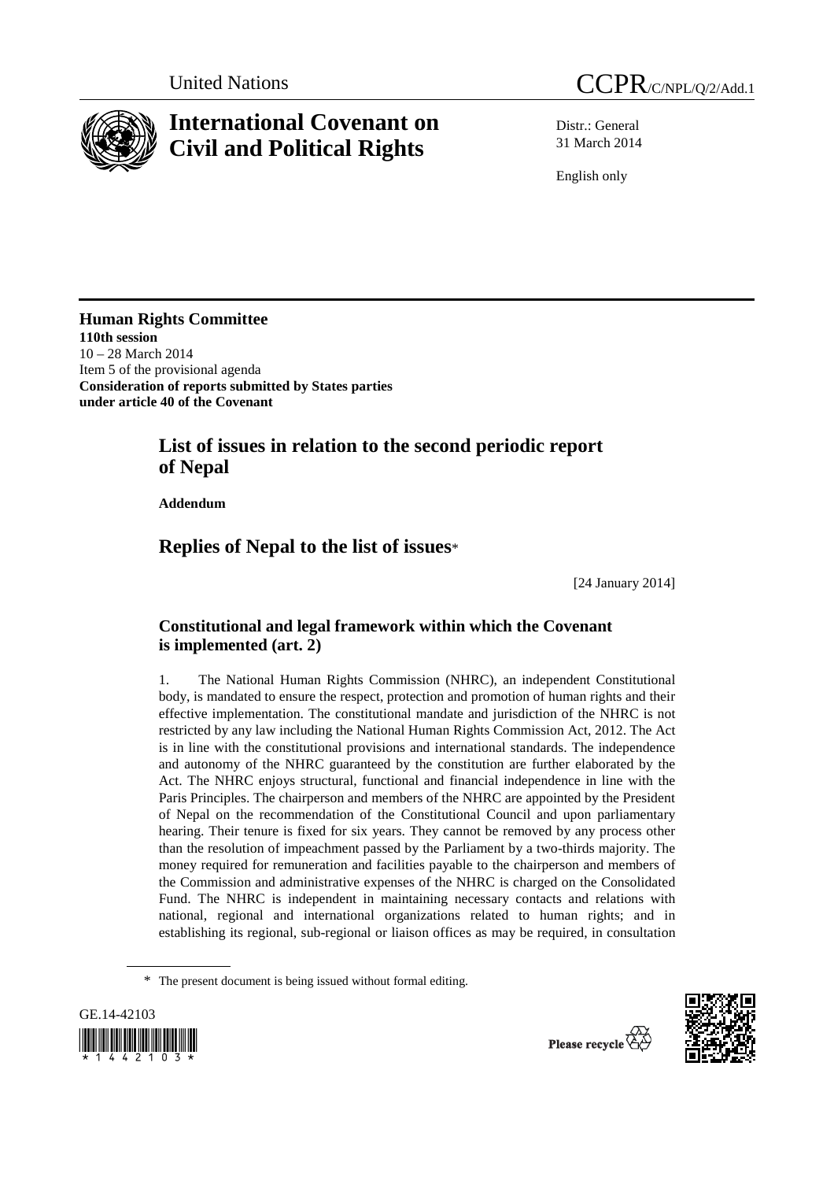United Nations CCPR/C/NPL/Q/2/Add.1

# International Covenant on Civil and Political Rights

Distr.: General
31 March 2014

English only

**Human Rights Committee**
**110th session**
10 – 28 March 2014
Item 5 of the provisional agenda
**Consideration of reports submitted by States parties under article 40 of the Covenant**

## List of issues in relation to the second periodic report of Nepal

**Addendum**

## Replies of Nepal to the list of issues*

[24 January 2014]

### Constitutional and legal framework within which the Covenant is implemented (art. 2)

1. The National Human Rights Commission (NHRC), an independent Constitutional body, is mandated to ensure the respect, protection and promotion of human rights and their effective implementation. The constitutional mandate and jurisdiction of the NHRC is not restricted by any law including the National Human Rights Commission Act, 2012. The Act is in line with the constitutional provisions and international standards. The independence and autonomy of the NHRC guaranteed by the constitution are further elaborated by the Act. The NHRC enjoys structural, functional and financial independence in line with the Paris Principles. The chairperson and members of the NHRC are appointed by the President of Nepal on the recommendation of the Constitutional Council and upon parliamentary hearing. Their tenure is fixed for six years. They cannot be removed by any process other than the resolution of impeachment passed by the Parliament by a two-thirds majority. The money required for remuneration and facilities payable to the chairperson and members of the Commission and administrative expenses of the NHRC is charged on the Consolidated Fund. The NHRC is independent in maintaining necessary contacts and relations with national, regional and international organizations related to human rights; and in establishing its regional, sub-regional or liaison offices as may be required, in consultation

* The present document is being issued without formal editing.

GE.14-42103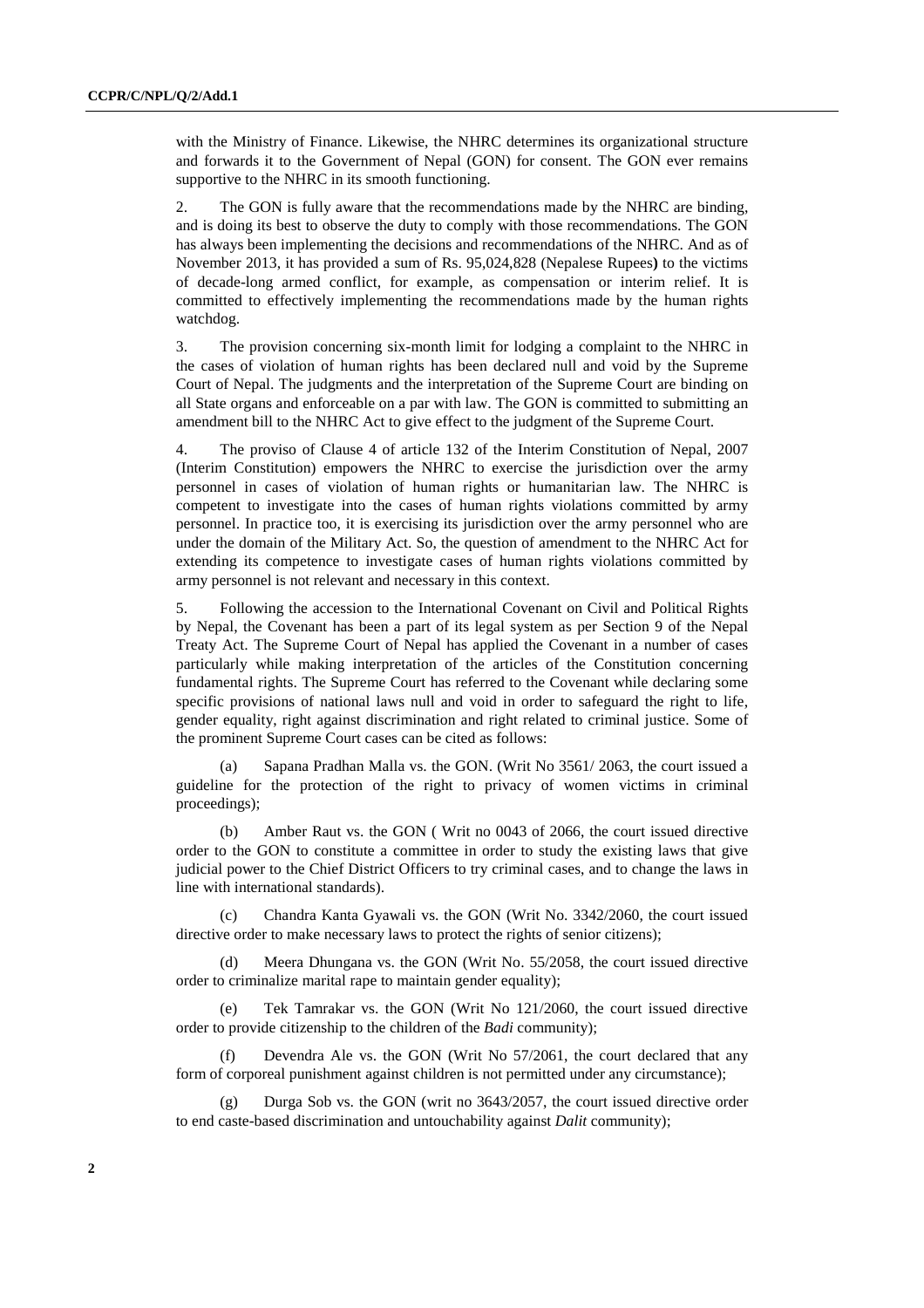with the Ministry of Finance. Likewise, the NHRC determines its organizational structure and forwards it to the Government of Nepal (GON) for consent. The GON ever remains supportive to the NHRC in its smooth functioning.

2. The GON is fully aware that the recommendations made by the NHRC are binding, and is doing its best to observe the duty to comply with those recommendations. The GON has always been implementing the decisions and recommendations of the NHRC. And as of November 2013, it has provided a sum of Rs. 95,024,828 (Nepalese Rupees**)** to the victims of decade-long armed conflict, for example, as compensation or interim relief. It is committed to effectively implementing the recommendations made by the human rights watchdog.

3. The provision concerning six-month limit for lodging a complaint to the NHRC in the cases of violation of human rights has been declared null and void by the Supreme Court of Nepal. The judgments and the interpretation of the Supreme Court are binding on all State organs and enforceable on a par with law. The GON is committed to submitting an amendment bill to the NHRC Act to give effect to the judgment of the Supreme Court.

4. The proviso of Clause 4 of article 132 of the Interim Constitution of Nepal, 2007 (Interim Constitution) empowers the NHRC to exercise the jurisdiction over the army personnel in cases of violation of human rights or humanitarian law. The NHRC is competent to investigate into the cases of human rights violations committed by army personnel. In practice too, it is exercising its jurisdiction over the army personnel who are under the domain of the Military Act. So, the question of amendment to the NHRC Act for extending its competence to investigate cases of human rights violations committed by army personnel is not relevant and necessary in this context.

5. Following the accession to the International Covenant on Civil and Political Rights by Nepal, the Covenant has been a part of its legal system as per Section 9 of the Nepal Treaty Act. The Supreme Court of Nepal has applied the Covenant in a number of cases particularly while making interpretation of the articles of the Constitution concerning fundamental rights. The Supreme Court has referred to the Covenant while declaring some specific provisions of national laws null and void in order to safeguard the right to life, gender equality, right against discrimination and right related to criminal justice. Some of the prominent Supreme Court cases can be cited as follows:

(a) Sapana Pradhan Malla vs. the GON. (Writ No 3561/ 2063, the court issued a guideline for the protection of the right to privacy of women victims in criminal proceedings);

(b) Amber Raut vs. the GON ( Writ no 0043 of 2066, the court issued directive order to the GON to constitute a committee in order to study the existing laws that give judicial power to the Chief District Officers to try criminal cases, and to change the laws in line with international standards).

(c) Chandra Kanta Gyawali vs. the GON (Writ No. 3342/2060, the court issued directive order to make necessary laws to protect the rights of senior citizens);

(d) Meera Dhungana vs. the GON (Writ No. 55/2058, the court issued directive order to criminalize marital rape to maintain gender equality);

(e) Tek Tamrakar vs. the GON (Writ No 121/2060, the court issued directive order to provide citizenship to the children of the *Badi* community);

(f) Devendra Ale vs. the GON (Writ No 57/2061, the court declared that any form of corporeal punishment against children is not permitted under any circumstance);

(g) Durga Sob vs. the GON (writ no 3643/2057, the court issued directive order to end caste-based discrimination and untouchability against *Dalit* community);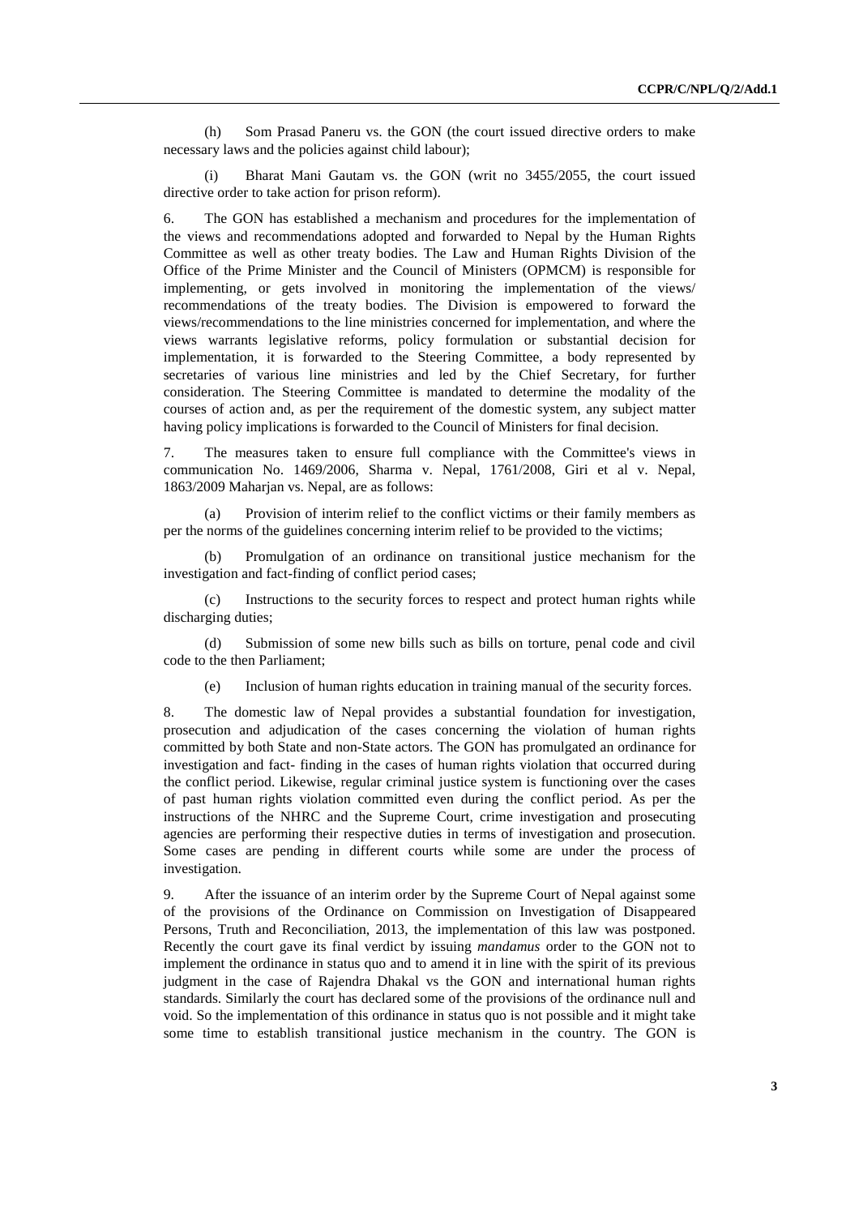(h) Som Prasad Paneru vs. the GON (the court issued directive orders to make necessary laws and the policies against child labour);

(i) Bharat Mani Gautam vs. the GON (writ no 3455/2055, the court issued directive order to take action for prison reform).

6. The GON has established a mechanism and procedures for the implementation of the views and recommendations adopted and forwarded to Nepal by the Human Rights Committee as well as other treaty bodies. The Law and Human Rights Division of the Office of the Prime Minister and the Council of Ministers (OPMCM) is responsible for implementing, or gets involved in monitoring the implementation of the views/ recommendations of the treaty bodies. The Division is empowered to forward the views/recommendations to the line ministries concerned for implementation, and where the views warrants legislative reforms, policy formulation or substantial decision for implementation, it is forwarded to the Steering Committee, a body represented by secretaries of various line ministries and led by the Chief Secretary, for further consideration. The Steering Committee is mandated to determine the modality of the courses of action and, as per the requirement of the domestic system, any subject matter having policy implications is forwarded to the Council of Ministers for final decision.

7. The measures taken to ensure full compliance with the Committee's views in communication No. 1469/2006, Sharma v. Nepal, 1761/2008, Giri et al v. Nepal, 1863/2009 Maharjan vs. Nepal, are as follows:

(a) Provision of interim relief to the conflict victims or their family members as per the norms of the guidelines concerning interim relief to be provided to the victims;

(b) Promulgation of an ordinance on transitional justice mechanism for the investigation and fact-finding of conflict period cases;

(c) Instructions to the security forces to respect and protect human rights while discharging duties;

(d) Submission of some new bills such as bills on torture, penal code and civil code to the then Parliament;

(e) Inclusion of human rights education in training manual of the security forces.

8. The domestic law of Nepal provides a substantial foundation for investigation, prosecution and adjudication of the cases concerning the violation of human rights committed by both State and non-State actors. The GON has promulgated an ordinance for investigation and fact- finding in the cases of human rights violation that occurred during the conflict period. Likewise, regular criminal justice system is functioning over the cases of past human rights violation committed even during the conflict period. As per the instructions of the NHRC and the Supreme Court, crime investigation and prosecuting agencies are performing their respective duties in terms of investigation and prosecution. Some cases are pending in different courts while some are under the process of investigation.

9. After the issuance of an interim order by the Supreme Court of Nepal against some of the provisions of the Ordinance on Commission on Investigation of Disappeared Persons, Truth and Reconciliation, 2013, the implementation of this law was postponed. Recently the court gave its final verdict by issuing *mandamus* order to the GON not to implement the ordinance in status quo and to amend it in line with the spirit of its previous judgment in the case of Rajendra Dhakal vs the GON and international human rights standards. Similarly the court has declared some of the provisions of the ordinance null and void. So the implementation of this ordinance in status quo is not possible and it might take some time to establish transitional justice mechanism in the country. The GON is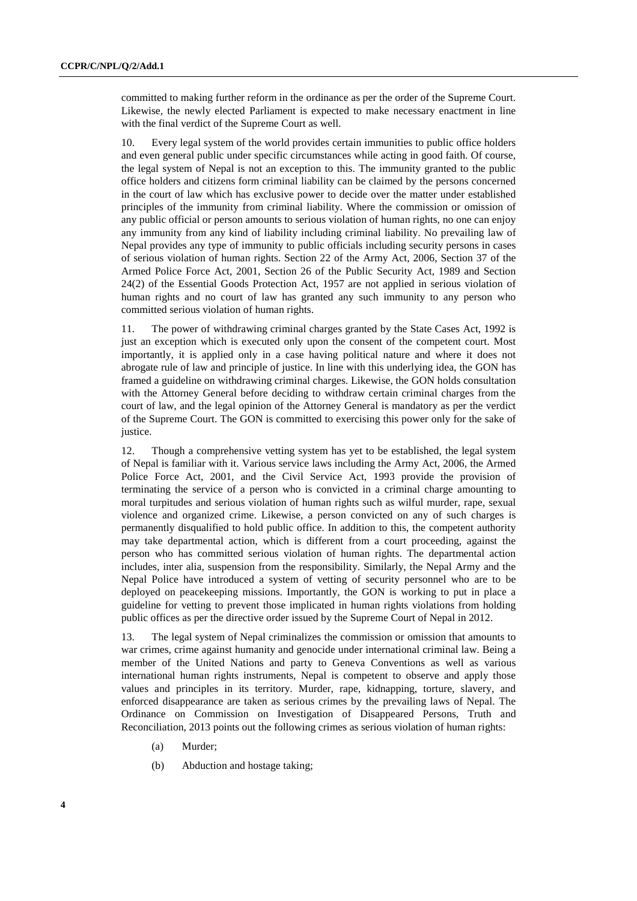committed to making further reform in the ordinance as per the order of the Supreme Court. Likewise, the newly elected Parliament is expected to make necessary enactment in line with the final verdict of the Supreme Court as well.

10. Every legal system of the world provides certain immunities to public office holders and even general public under specific circumstances while acting in good faith. Of course, the legal system of Nepal is not an exception to this. The immunity granted to the public office holders and citizens form criminal liability can be claimed by the persons concerned in the court of law which has exclusive power to decide over the matter under established principles of the immunity from criminal liability. Where the commission or omission of any public official or person amounts to serious violation of human rights, no one can enjoy any immunity from any kind of liability including criminal liability. No prevailing law of Nepal provides any type of immunity to public officials including security persons in cases of serious violation of human rights. Section 22 of the Army Act, 2006, Section 37 of the Armed Police Force Act, 2001, Section 26 of the Public Security Act, 1989 and Section 24(2) of the Essential Goods Protection Act, 1957 are not applied in serious violation of human rights and no court of law has granted any such immunity to any person who committed serious violation of human rights.

11. The power of withdrawing criminal charges granted by the State Cases Act, 1992 is just an exception which is executed only upon the consent of the competent court. Most importantly, it is applied only in a case having political nature and where it does not abrogate rule of law and principle of justice. In line with this underlying idea, the GON has framed a guideline on withdrawing criminal charges. Likewise, the GON holds consultation with the Attorney General before deciding to withdraw certain criminal charges from the court of law, and the legal opinion of the Attorney General is mandatory as per the verdict of the Supreme Court. The GON is committed to exercising this power only for the sake of justice.

12. Though a comprehensive vetting system has yet to be established, the legal system of Nepal is familiar with it. Various service laws including the Army Act, 2006, the Armed Police Force Act, 2001, and the Civil Service Act, 1993 provide the provision of terminating the service of a person who is convicted in a criminal charge amounting to moral turpitudes and serious violation of human rights such as wilful murder, rape, sexual violence and organized crime. Likewise, a person convicted on any of such charges is permanently disqualified to hold public office. In addition to this, the competent authority may take departmental action, which is different from a court proceeding, against the person who has committed serious violation of human rights. The departmental action includes, inter alia, suspension from the responsibility. Similarly, the Nepal Army and the Nepal Police have introduced a system of vetting of security personnel who are to be deployed on peacekeeping missions. Importantly, the GON is working to put in place a guideline for vetting to prevent those implicated in human rights violations from holding public offices as per the directive order issued by the Supreme Court of Nepal in 2012.

13. The legal system of Nepal criminalizes the commission or omission that amounts to war crimes, crime against humanity and genocide under international criminal law. Being a member of the United Nations and party to Geneva Conventions as well as various international human rights instruments, Nepal is competent to observe and apply those values and principles in its territory. Murder, rape, kidnapping, torture, slavery, and enforced disappearance are taken as serious crimes by the prevailing laws of Nepal. The Ordinance on Commission on Investigation of Disappeared Persons, Truth and Reconciliation, 2013 points out the following crimes as serious violation of human rights:

(a) Murder;

(b) Abduction and hostage taking;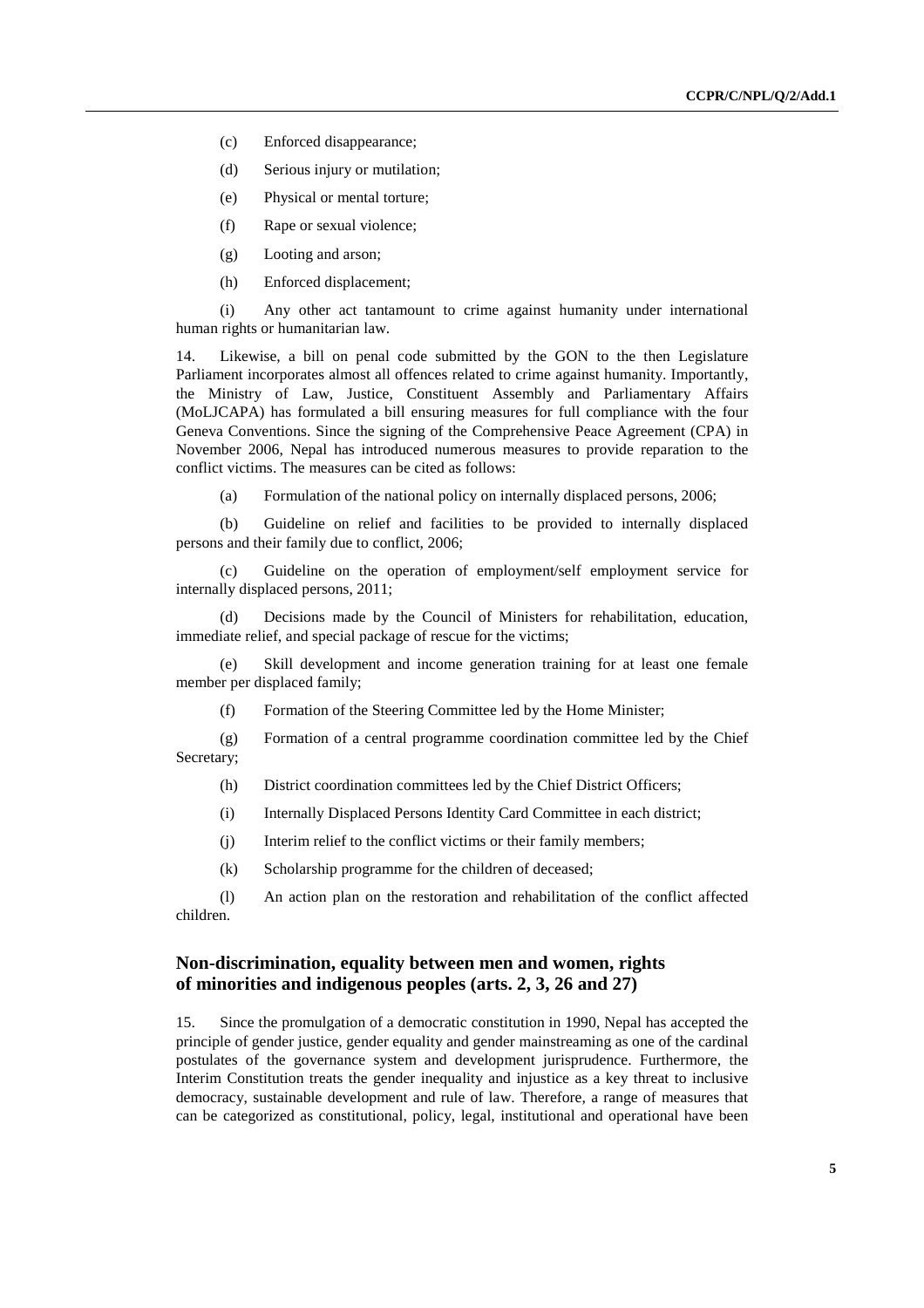(c) Enforced disappearance;

(d) Serious injury or mutilation;

(e) Physical or mental torture;

(f) Rape or sexual violence;

(g) Looting and arson;

(h) Enforced displacement;

(i) Any other act tantamount to crime against humanity under international human rights or humanitarian law.

14. Likewise, a bill on penal code submitted by the GON to the then Legislature Parliament incorporates almost all offences related to crime against humanity. Importantly, the Ministry of Law, Justice, Constituent Assembly and Parliamentary Affairs (MoLJCAPA) has formulated a bill ensuring measures for full compliance with the four Geneva Conventions. Since the signing of the Comprehensive Peace Agreement (CPA) in November 2006, Nepal has introduced numerous measures to provide reparation to the conflict victims. The measures can be cited as follows:

(a) Formulation of the national policy on internally displaced persons, 2006;

(b) Guideline on relief and facilities to be provided to internally displaced persons and their family due to conflict, 2006;

(c) Guideline on the operation of employment/self employment service for internally displaced persons, 2011;

(d) Decisions made by the Council of Ministers for rehabilitation, education, immediate relief, and special package of rescue for the victims;

(e) Skill development and income generation training for at least one female member per displaced family;

(f) Formation of the Steering Committee led by the Home Minister;

(g) Formation of a central programme coordination committee led by the Chief Secretary;

(h) District coordination committees led by the Chief District Officers;

(i) Internally Displaced Persons Identity Card Committee in each district;

(j) Interim relief to the conflict victims or their family members;

(k) Scholarship programme for the children of deceased;

(l) An action plan on the restoration and rehabilitation of the conflict affected children.

## Non-discrimination, equality between men and women, rights of minorities and indigenous peoples (arts. 2, 3, 26 and 27)

15. Since the promulgation of a democratic constitution in 1990, Nepal has accepted the principle of gender justice, gender equality and gender mainstreaming as one of the cardinal postulates of the governance system and development jurisprudence. Furthermore, the Interim Constitution treats the gender inequality and injustice as a key threat to inclusive democracy, sustainable development and rule of law. Therefore, a range of measures that can be categorized as constitutional, policy, legal, institutional and operational have been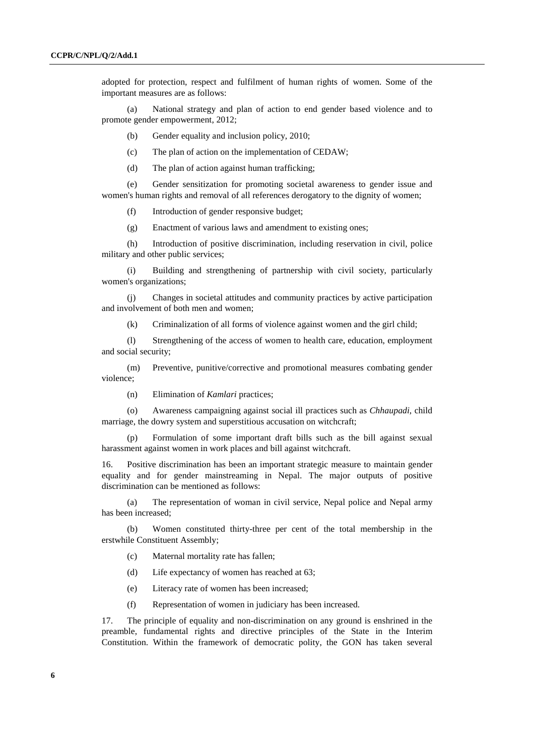adopted for protection, respect and fulfilment of human rights of women. Some of the important measures are as follows:

(a) National strategy and plan of action to end gender based violence and to promote gender empowerment, 2012;

(b) Gender equality and inclusion policy, 2010;

(c) The plan of action on the implementation of CEDAW;

(d) The plan of action against human trafficking;

(e) Gender sensitization for promoting societal awareness to gender issue and women's human rights and removal of all references derogatory to the dignity of women;

(f) Introduction of gender responsive budget;

(g) Enactment of various laws and amendment to existing ones;

(h) Introduction of positive discrimination, including reservation in civil, police military and other public services;

(i) Building and strengthening of partnership with civil society, particularly women's organizations;

(j) Changes in societal attitudes and community practices by active participation and involvement of both men and women;

(k) Criminalization of all forms of violence against women and the girl child;

(l) Strengthening of the access of women to health care, education, employment and social security;

(m) Preventive, punitive/corrective and promotional measures combating gender violence;

(n) Elimination of *Kamlari* practices;

(o) Awareness campaigning against social ill practices such as *Chhaupadi*, child marriage, the dowry system and superstitious accusation on witchcraft;

(p) Formulation of some important draft bills such as the bill against sexual harassment against women in work places and bill against witchcraft.

16. Positive discrimination has been an important strategic measure to maintain gender equality and for gender mainstreaming in Nepal. The major outputs of positive discrimination can be mentioned as follows:

(a) The representation of woman in civil service, Nepal police and Nepal army has been increased;

(b) Women constituted thirty-three per cent of the total membership in the erstwhile Constituent Assembly;

(c) Maternal mortality rate has fallen;

(d) Life expectancy of women has reached at 63;

(e) Literacy rate of women has been increased;

(f) Representation of women in judiciary has been increased.

17. The principle of equality and non-discrimination on any ground is enshrined in the preamble, fundamental rights and directive principles of the State in the Interim Constitution. Within the framework of democratic polity, the GON has taken several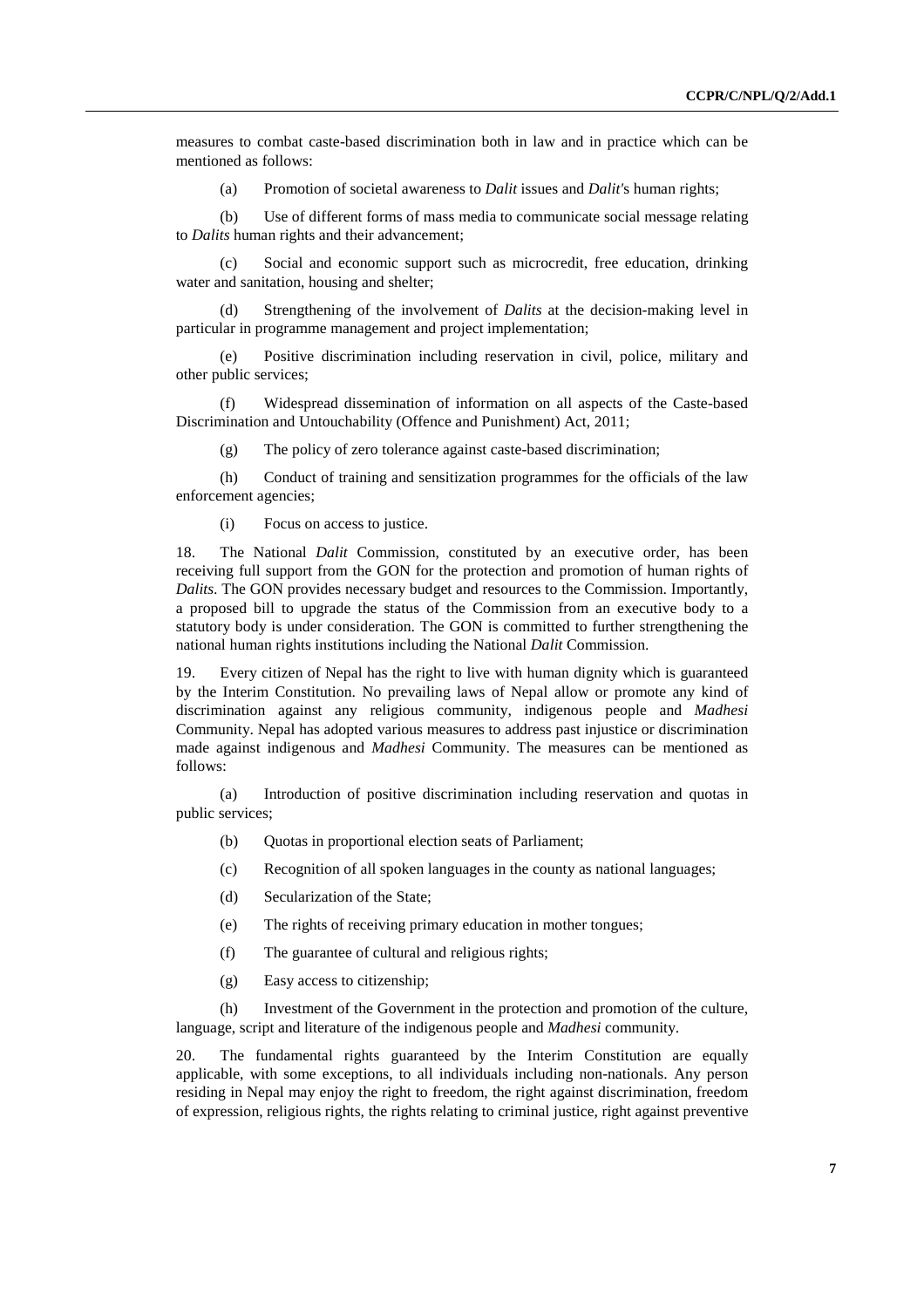measures to combat caste-based discrimination both in law and in practice which can be mentioned as follows:

(a) Promotion of societal awareness to *Dalit* issues and *Dalit*'s human rights;

(b) Use of different forms of mass media to communicate social message relating to *Dalits* human rights and their advancement;

(c) Social and economic support such as microcredit, free education, drinking water and sanitation, housing and shelter;

(d) Strengthening of the involvement of *Dalits* at the decision-making level in particular in programme management and project implementation;

(e) Positive discrimination including reservation in civil, police, military and other public services;

(f) Widespread dissemination of information on all aspects of the Caste-based Discrimination and Untouchability (Offence and Punishment) Act, 2011;

(g) The policy of zero tolerance against caste-based discrimination;

(h) Conduct of training and sensitization programmes for the officials of the law enforcement agencies;

(i) Focus on access to justice.

18. The National *Dalit* Commission, constituted by an executive order, has been receiving full support from the GON for the protection and promotion of human rights of *Dalits*. The GON provides necessary budget and resources to the Commission. Importantly, a proposed bill to upgrade the status of the Commission from an executive body to a statutory body is under consideration. The GON is committed to further strengthening the national human rights institutions including the National *Dalit* Commission.

19. Every citizen of Nepal has the right to live with human dignity which is guaranteed by the Interim Constitution. No prevailing laws of Nepal allow or promote any kind of discrimination against any religious community, indigenous people and *Madhesi* Community. Nepal has adopted various measures to address past injustice or discrimination made against indigenous and *Madhesi* Community. The measures can be mentioned as follows:

(a) Introduction of positive discrimination including reservation and quotas in public services;

(b) Quotas in proportional election seats of Parliament;

(c) Recognition of all spoken languages in the county as national languages;

(d) Secularization of the State;

(e) The rights of receiving primary education in mother tongues;

(f) The guarantee of cultural and religious rights;

(g) Easy access to citizenship;

(h) Investment of the Government in the protection and promotion of the culture, language, script and literature of the indigenous people and *Madhesi* community.

20. The fundamental rights guaranteed by the Interim Constitution are equally applicable, with some exceptions, to all individuals including non-nationals. Any person residing in Nepal may enjoy the right to freedom, the right against discrimination, freedom of expression, religious rights, the rights relating to criminal justice, right against preventive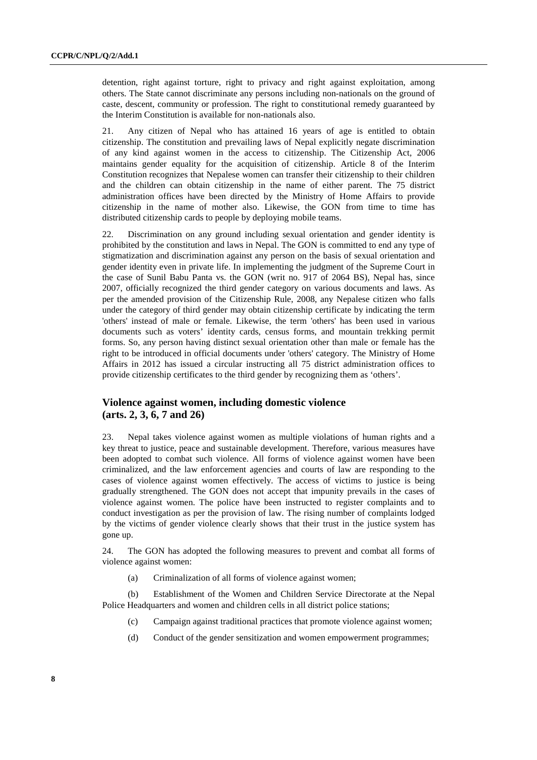detention, right against torture, right to privacy and right against exploitation, among others. The State cannot discriminate any persons including non-nationals on the ground of caste, descent, community or profession. The right to constitutional remedy guaranteed by the Interim Constitution is available for non-nationals also.

21. Any citizen of Nepal who has attained 16 years of age is entitled to obtain citizenship. The constitution and prevailing laws of Nepal explicitly negate discrimination of any kind against women in the access to citizenship. The Citizenship Act, 2006 maintains gender equality for the acquisition of citizenship. Article 8 of the Interim Constitution recognizes that Nepalese women can transfer their citizenship to their children and the children can obtain citizenship in the name of either parent. The 75 district administration offices have been directed by the Ministry of Home Affairs to provide citizenship in the name of mother also. Likewise, the GON from time to time has distributed citizenship cards to people by deploying mobile teams.

22. Discrimination on any ground including sexual orientation and gender identity is prohibited by the constitution and laws in Nepal. The GON is committed to end any type of stigmatization and discrimination against any person on the basis of sexual orientation and gender identity even in private life. In implementing the judgment of the Supreme Court in the case of Sunil Babu Panta vs. the GON (writ no. 917 of 2064 BS), Nepal has, since 2007, officially recognized the third gender category on various documents and laws. As per the amended provision of the Citizenship Rule, 2008, any Nepalese citizen who falls under the category of third gender may obtain citizenship certificate by indicating the term 'others' instead of male or female. Likewise, the term 'others' has been used in various documents such as voters' identity cards, census forms, and mountain trekking permit forms. So, any person having distinct sexual orientation other than male or female has the right to be introduced in official documents under 'others' category. The Ministry of Home Affairs in 2012 has issued a circular instructing all 75 district administration offices to provide citizenship certificates to the third gender by recognizing them as 'others'.

## Violence against women, including domestic violence (arts. 2, 3, 6, 7 and 26)

23. Nepal takes violence against women as multiple violations of human rights and a key threat to justice, peace and sustainable development. Therefore, various measures have been adopted to combat such violence. All forms of violence against women have been criminalized, and the law enforcement agencies and courts of law are responding to the cases of violence against women effectively. The access of victims to justice is being gradually strengthened. The GON does not accept that impunity prevails in the cases of violence against women. The police have been instructed to register complaints and to conduct investigation as per the provision of law. The rising number of complaints lodged by the victims of gender violence clearly shows that their trust in the justice system has gone up.

24. The GON has adopted the following measures to prevent and combat all forms of violence against women:

(a) Criminalization of all forms of violence against women;

(b) Establishment of the Women and Children Service Directorate at the Nepal Police Headquarters and women and children cells in all district police stations;

(c) Campaign against traditional practices that promote violence against women;

(d) Conduct of the gender sensitization and women empowerment programmes;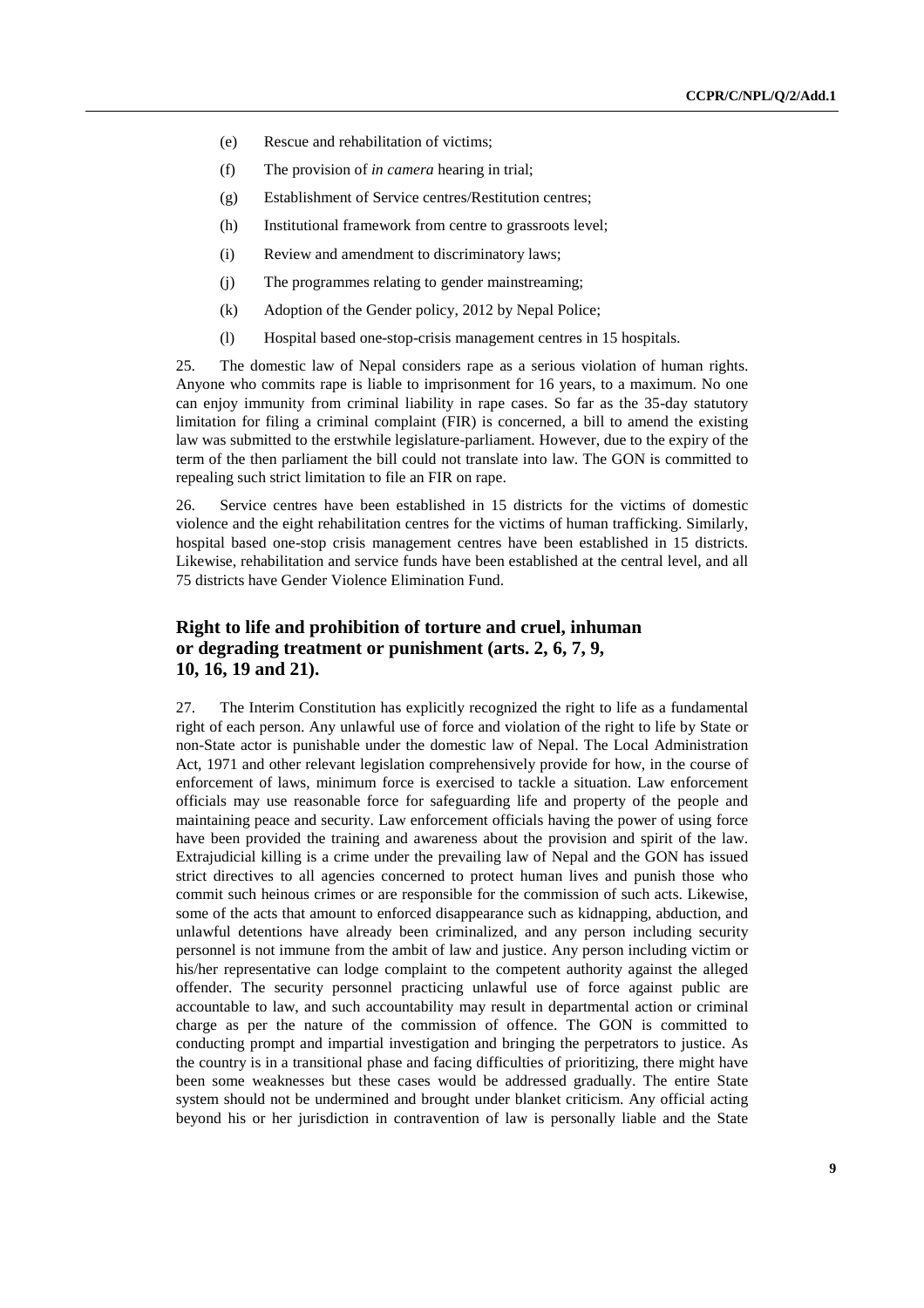(e) Rescue and rehabilitation of victims;

(f) The provision of *in camera* hearing in trial;

(g) Establishment of Service centres/Restitution centres;

(h) Institutional framework from centre to grassroots level;

(i) Review and amendment to discriminatory laws;

(j) The programmes relating to gender mainstreaming;

(k) Adoption of the Gender policy, 2012 by Nepal Police;

(l) Hospital based one-stop-crisis management centres in 15 hospitals.

25. The domestic law of Nepal considers rape as a serious violation of human rights. Anyone who commits rape is liable to imprisonment for 16 years, to a maximum. No one can enjoy immunity from criminal liability in rape cases. So far as the 35-day statutory limitation for filing a criminal complaint (FIR) is concerned, a bill to amend the existing law was submitted to the erstwhile legislature-parliament. However, due to the expiry of the term of the then parliament the bill could not translate into law. The GON is committed to repealing such strict limitation to file an FIR on rape.

26. Service centres have been established in 15 districts for the victims of domestic violence and the eight rehabilitation centres for the victims of human trafficking. Similarly, hospital based one-stop crisis management centres have been established in 15 districts. Likewise, rehabilitation and service funds have been established at the central level, and all 75 districts have Gender Violence Elimination Fund.

## Right to life and prohibition of torture and cruel, inhuman or degrading treatment or punishment (arts. 2, 6, 7, 9, 10, 16, 19 and 21).

27. The Interim Constitution has explicitly recognized the right to life as a fundamental right of each person. Any unlawful use of force and violation of the right to life by State or non-State actor is punishable under the domestic law of Nepal. The Local Administration Act, 1971 and other relevant legislation comprehensively provide for how, in the course of enforcement of laws, minimum force is exercised to tackle a situation. Law enforcement officials may use reasonable force for safeguarding life and property of the people and maintaining peace and security. Law enforcement officials having the power of using force have been provided the training and awareness about the provision and spirit of the law. Extrajudicial killing is a crime under the prevailing law of Nepal and the GON has issued strict directives to all agencies concerned to protect human lives and punish those who commit such heinous crimes or are responsible for the commission of such acts. Likewise, some of the acts that amount to enforced disappearance such as kidnapping, abduction, and unlawful detentions have already been criminalized, and any person including security personnel is not immune from the ambit of law and justice. Any person including victim or his/her representative can lodge complaint to the competent authority against the alleged offender. The security personnel practicing unlawful use of force against public are accountable to law, and such accountability may result in departmental action or criminal charge as per the nature of the commission of offence. The GON is committed to conducting prompt and impartial investigation and bringing the perpetrators to justice. As the country is in a transitional phase and facing difficulties of prioritizing, there might have been some weaknesses but these cases would be addressed gradually. The entire State system should not be undermined and brought under blanket criticism. Any official acting beyond his or her jurisdiction in contravention of law is personally liable and the State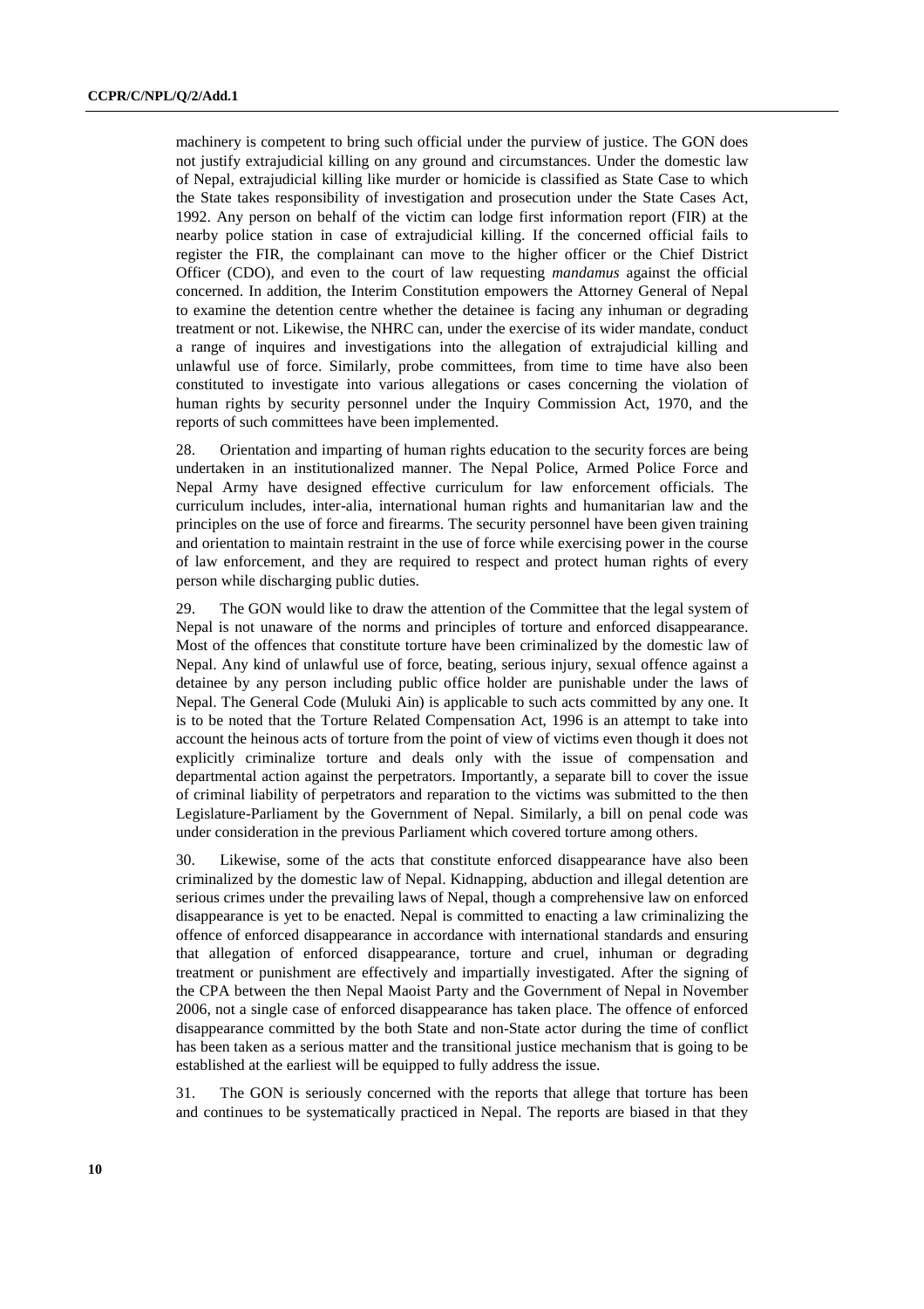machinery is competent to bring such official under the purview of justice. The GON does not justify extrajudicial killing on any ground and circumstances. Under the domestic law of Nepal, extrajudicial killing like murder or homicide is classified as State Case to which the State takes responsibility of investigation and prosecution under the State Cases Act, 1992. Any person on behalf of the victim can lodge first information report (FIR) at the nearby police station in case of extrajudicial killing. If the concerned official fails to register the FIR, the complainant can move to the higher officer or the Chief District Officer (CDO), and even to the court of law requesting *mandamus* against the official concerned. In addition, the Interim Constitution empowers the Attorney General of Nepal to examine the detention centre whether the detainee is facing any inhuman or degrading treatment or not. Likewise, the NHRC can, under the exercise of its wider mandate, conduct a range of inquires and investigations into the allegation of extrajudicial killing and unlawful use of force. Similarly, probe committees, from time to time have also been constituted to investigate into various allegations or cases concerning the violation of human rights by security personnel under the Inquiry Commission Act, 1970, and the reports of such committees have been implemented.

28. Orientation and imparting of human rights education to the security forces are being undertaken in an institutionalized manner. The Nepal Police, Armed Police Force and Nepal Army have designed effective curriculum for law enforcement officials. The curriculum includes, inter-alia, international human rights and humanitarian law and the principles on the use of force and firearms. The security personnel have been given training and orientation to maintain restraint in the use of force while exercising power in the course of law enforcement, and they are required to respect and protect human rights of every person while discharging public duties.

29. The GON would like to draw the attention of the Committee that the legal system of Nepal is not unaware of the norms and principles of torture and enforced disappearance. Most of the offences that constitute torture have been criminalized by the domestic law of Nepal. Any kind of unlawful use of force, beating, serious injury, sexual offence against a detainee by any person including public office holder are punishable under the laws of Nepal. The General Code (Muluki Ain) is applicable to such acts committed by any one. It is to be noted that the Torture Related Compensation Act, 1996 is an attempt to take into account the heinous acts of torture from the point of view of victims even though it does not explicitly criminalize torture and deals only with the issue of compensation and departmental action against the perpetrators. Importantly, a separate bill to cover the issue of criminal liability of perpetrators and reparation to the victims was submitted to the then Legislature-Parliament by the Government of Nepal. Similarly, a bill on penal code was under consideration in the previous Parliament which covered torture among others.

30. Likewise, some of the acts that constitute enforced disappearance have also been criminalized by the domestic law of Nepal. Kidnapping, abduction and illegal detention are serious crimes under the prevailing laws of Nepal, though a comprehensive law on enforced disappearance is yet to be enacted. Nepal is committed to enacting a law criminalizing the offence of enforced disappearance in accordance with international standards and ensuring that allegation of enforced disappearance, torture and cruel, inhuman or degrading treatment or punishment are effectively and impartially investigated. After the signing of the CPA between the then Nepal Maoist Party and the Government of Nepal in November 2006, not a single case of enforced disappearance has taken place. The offence of enforced disappearance committed by the both State and non-State actor during the time of conflict has been taken as a serious matter and the transitional justice mechanism that is going to be established at the earliest will be equipped to fully address the issue.

31. The GON is seriously concerned with the reports that allege that torture has been and continues to be systematically practiced in Nepal. The reports are biased in that they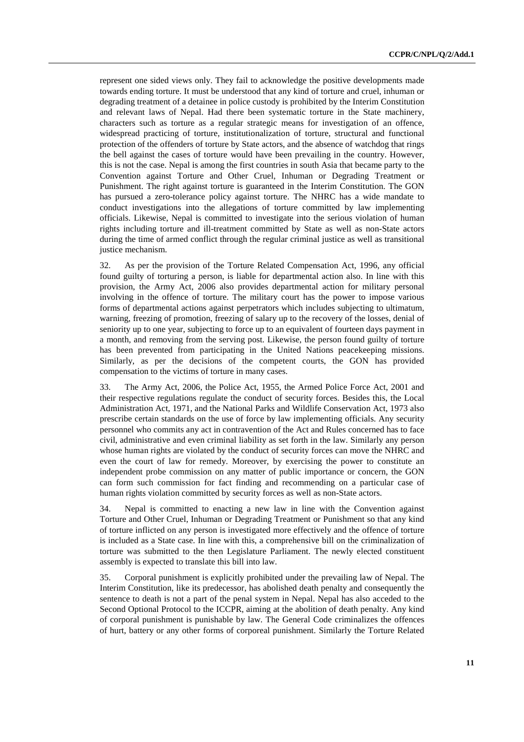represent one sided views only. They fail to acknowledge the positive developments made towards ending torture. It must be understood that any kind of torture and cruel, inhuman or degrading treatment of a detainee in police custody is prohibited by the Interim Constitution and relevant laws of Nepal. Had there been systematic torture in the State machinery, characters such as torture as a regular strategic means for investigation of an offence, widespread practicing of torture, institutionalization of torture, structural and functional protection of the offenders of torture by State actors, and the absence of watchdog that rings the bell against the cases of torture would have been prevailing in the country. However, this is not the case. Nepal is among the first countries in south Asia that became party to the Convention against Torture and Other Cruel, Inhuman or Degrading Treatment or Punishment. The right against torture is guaranteed in the Interim Constitution. The GON has pursued a zero-tolerance policy against torture. The NHRC has a wide mandate to conduct investigations into the allegations of torture committed by law implementing officials. Likewise, Nepal is committed to investigate into the serious violation of human rights including torture and ill-treatment committed by State as well as non-State actors during the time of armed conflict through the regular criminal justice as well as transitional justice mechanism.

32. As per the provision of the Torture Related Compensation Act, 1996, any official found guilty of torturing a person, is liable for departmental action also. In line with this provision, the Army Act, 2006 also provides departmental action for military personal involving in the offence of torture. The military court has the power to impose various forms of departmental actions against perpetrators which includes subjecting to ultimatum, warning, freezing of promotion, freezing of salary up to the recovery of the losses, denial of seniority up to one year, subjecting to force up to an equivalent of fourteen days payment in a month, and removing from the serving post. Likewise, the person found guilty of torture has been prevented from participating in the United Nations peacekeeping missions. Similarly, as per the decisions of the competent courts, the GON has provided compensation to the victims of torture in many cases.

33. The Army Act, 2006, the Police Act, 1955, the Armed Police Force Act, 2001 and their respective regulations regulate the conduct of security forces. Besides this, the Local Administration Act, 1971, and the National Parks and Wildlife Conservation Act, 1973 also prescribe certain standards on the use of force by law implementing officials. Any security personnel who commits any act in contravention of the Act and Rules concerned has to face civil, administrative and even criminal liability as set forth in the law. Similarly any person whose human rights are violated by the conduct of security forces can move the NHRC and even the court of law for remedy. Moreover, by exercising the power to constitute an independent probe commission on any matter of public importance or concern, the GON can form such commission for fact finding and recommending on a particular case of human rights violation committed by security forces as well as non-State actors.

34. Nepal is committed to enacting a new law in line with the Convention against Torture and Other Cruel, Inhuman or Degrading Treatment or Punishment so that any kind of torture inflicted on any person is investigated more effectively and the offence of torture is included as a State case. In line with this, a comprehensive bill on the criminalization of torture was submitted to the then Legislature Parliament. The newly elected constituent assembly is expected to translate this bill into law.

35. Corporal punishment is explicitly prohibited under the prevailing law of Nepal. The Interim Constitution, like its predecessor, has abolished death penalty and consequently the sentence to death is not a part of the penal system in Nepal. Nepal has also acceded to the Second Optional Protocol to the ICCPR, aiming at the abolition of death penalty. Any kind of corporal punishment is punishable by law. The General Code criminalizes the offences of hurt, battery or any other forms of corporeal punishment. Similarly the Torture Related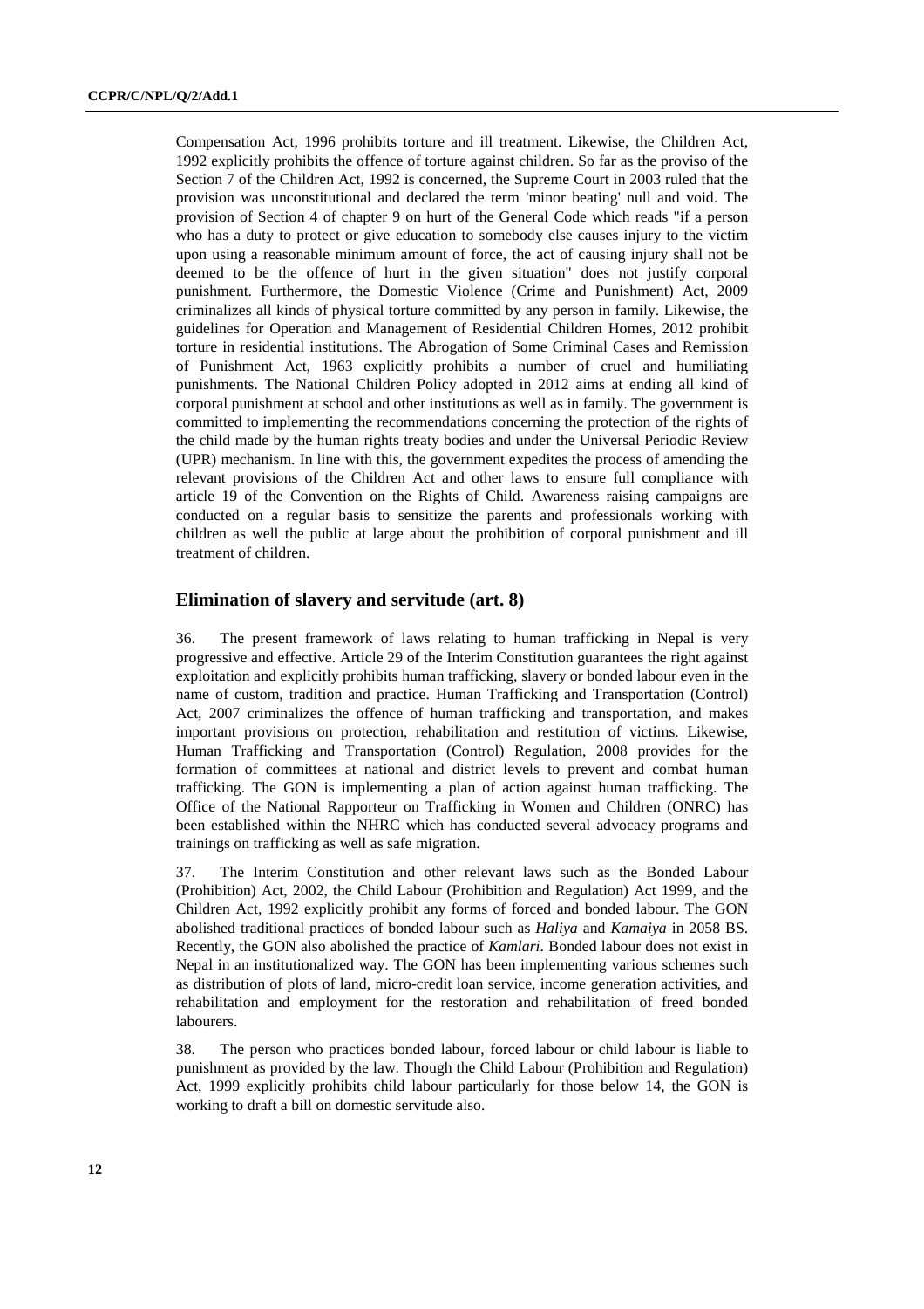Compensation Act, 1996 prohibits torture and ill treatment. Likewise, the Children Act, 1992 explicitly prohibits the offence of torture against children. So far as the proviso of the Section 7 of the Children Act, 1992 is concerned, the Supreme Court in 2003 ruled that the provision was unconstitutional and declared the term 'minor beating' null and void. The provision of Section 4 of chapter 9 on hurt of the General Code which reads "if a person who has a duty to protect or give education to somebody else causes injury to the victim upon using a reasonable minimum amount of force, the act of causing injury shall not be deemed to be the offence of hurt in the given situation" does not justify corporal punishment. Furthermore, the Domestic Violence (Crime and Punishment) Act, 2009 criminalizes all kinds of physical torture committed by any person in family. Likewise, the guidelines for Operation and Management of Residential Children Homes, 2012 prohibit torture in residential institutions. The Abrogation of Some Criminal Cases and Remission of Punishment Act, 1963 explicitly prohibits a number of cruel and humiliating punishments. The National Children Policy adopted in 2012 aims at ending all kind of corporal punishment at school and other institutions as well as in family. The government is committed to implementing the recommendations concerning the protection of the rights of the child made by the human rights treaty bodies and under the Universal Periodic Review (UPR) mechanism. In line with this, the government expedites the process of amending the relevant provisions of the Children Act and other laws to ensure full compliance with article 19 of the Convention on the Rights of Child. Awareness raising campaigns are conducted on a regular basis to sensitize the parents and professionals working with children as well the public at large about the prohibition of corporal punishment and ill treatment of children.

## Elimination of slavery and servitude (art. 8)

36. The present framework of laws relating to human trafficking in Nepal is very progressive and effective. Article 29 of the Interim Constitution guarantees the right against exploitation and explicitly prohibits human trafficking, slavery or bonded labour even in the name of custom, tradition and practice. Human Trafficking and Transportation (Control) Act, 2007 criminalizes the offence of human trafficking and transportation, and makes important provisions on protection, rehabilitation and restitution of victims. Likewise, Human Trafficking and Transportation (Control) Regulation, 2008 provides for the formation of committees at national and district levels to prevent and combat human trafficking. The GON is implementing a plan of action against human trafficking. The Office of the National Rapporteur on Trafficking in Women and Children (ONRC) has been established within the NHRC which has conducted several advocacy programs and trainings on trafficking as well as safe migration.

37. The Interim Constitution and other relevant laws such as the Bonded Labour (Prohibition) Act, 2002, the Child Labour (Prohibition and Regulation) Act 1999, and the Children Act, 1992 explicitly prohibit any forms of forced and bonded labour. The GON abolished traditional practices of bonded labour such as *Haliya* and *Kamaiya* in 2058 BS. Recently, the GON also abolished the practice of *Kamlari*. Bonded labour does not exist in Nepal in an institutionalized way. The GON has been implementing various schemes such as distribution of plots of land, micro-credit loan service, income generation activities, and rehabilitation and employment for the restoration and rehabilitation of freed bonded labourers.

38. The person who practices bonded labour, forced labour or child labour is liable to punishment as provided by the law. Though the Child Labour (Prohibition and Regulation) Act, 1999 explicitly prohibits child labour particularly for those below 14, the GON is working to draft a bill on domestic servitude also.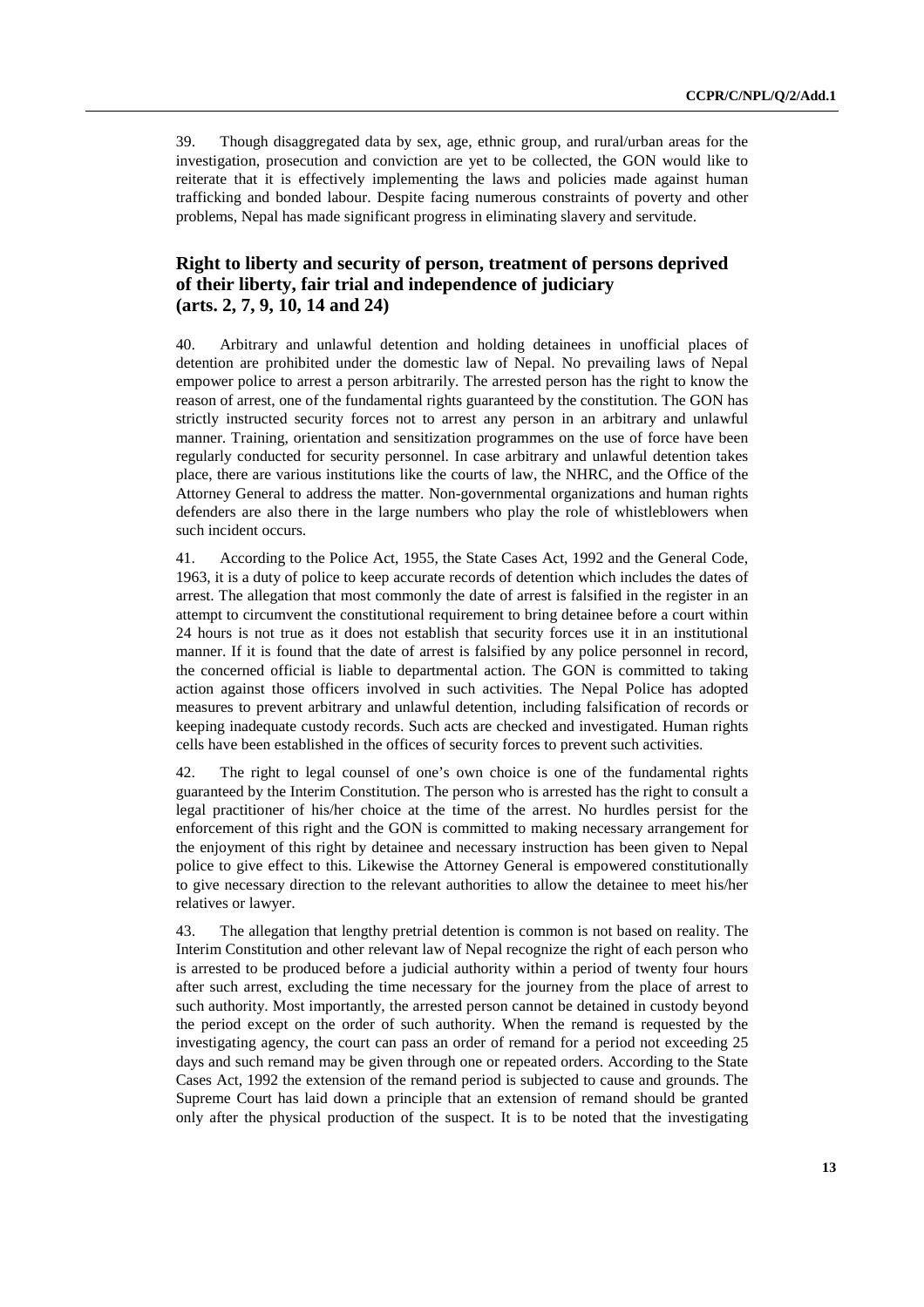39. Though disaggregated data by sex, age, ethnic group, and rural/urban areas for the investigation, prosecution and conviction are yet to be collected, the GON would like to reiterate that it is effectively implementing the laws and policies made against human trafficking and bonded labour. Despite facing numerous constraints of poverty and other problems, Nepal has made significant progress in eliminating slavery and servitude.

## Right to liberty and security of person, treatment of persons deprived of their liberty, fair trial and independence of judiciary (arts. 2, 7, 9, 10, 14 and 24)

40. Arbitrary and unlawful detention and holding detainees in unofficial places of detention are prohibited under the domestic law of Nepal. No prevailing laws of Nepal empower police to arrest a person arbitrarily. The arrested person has the right to know the reason of arrest, one of the fundamental rights guaranteed by the constitution. The GON has strictly instructed security forces not to arrest any person in an arbitrary and unlawful manner. Training, orientation and sensitization programmes on the use of force have been regularly conducted for security personnel. In case arbitrary and unlawful detention takes place, there are various institutions like the courts of law, the NHRC, and the Office of the Attorney General to address the matter. Non-governmental organizations and human rights defenders are also there in the large numbers who play the role of whistleblowers when such incident occurs.

41. According to the Police Act, 1955, the State Cases Act, 1992 and the General Code, 1963, it is a duty of police to keep accurate records of detention which includes the dates of arrest. The allegation that most commonly the date of arrest is falsified in the register in an attempt to circumvent the constitutional requirement to bring detainee before a court within 24 hours is not true as it does not establish that security forces use it in an institutional manner. If it is found that the date of arrest is falsified by any police personnel in record, the concerned official is liable to departmental action. The GON is committed to taking action against those officers involved in such activities. The Nepal Police has adopted measures to prevent arbitrary and unlawful detention, including falsification of records or keeping inadequate custody records. Such acts are checked and investigated. Human rights cells have been established in the offices of security forces to prevent such activities.

42. The right to legal counsel of one's own choice is one of the fundamental rights guaranteed by the Interim Constitution. The person who is arrested has the right to consult a legal practitioner of his/her choice at the time of the arrest. No hurdles persist for the enforcement of this right and the GON is committed to making necessary arrangement for the enjoyment of this right by detainee and necessary instruction has been given to Nepal police to give effect to this. Likewise the Attorney General is empowered constitutionally to give necessary direction to the relevant authorities to allow the detainee to meet his/her relatives or lawyer.

43. The allegation that lengthy pretrial detention is common is not based on reality. The Interim Constitution and other relevant law of Nepal recognize the right of each person who is arrested to be produced before a judicial authority within a period of twenty four hours after such arrest, excluding the time necessary for the journey from the place of arrest to such authority. Most importantly, the arrested person cannot be detained in custody beyond the period except on the order of such authority. When the remand is requested by the investigating agency, the court can pass an order of remand for a period not exceeding 25 days and such remand may be given through one or repeated orders. According to the State Cases Act, 1992 the extension of the remand period is subjected to cause and grounds. The Supreme Court has laid down a principle that an extension of remand should be granted only after the physical production of the suspect. It is to be noted that the investigating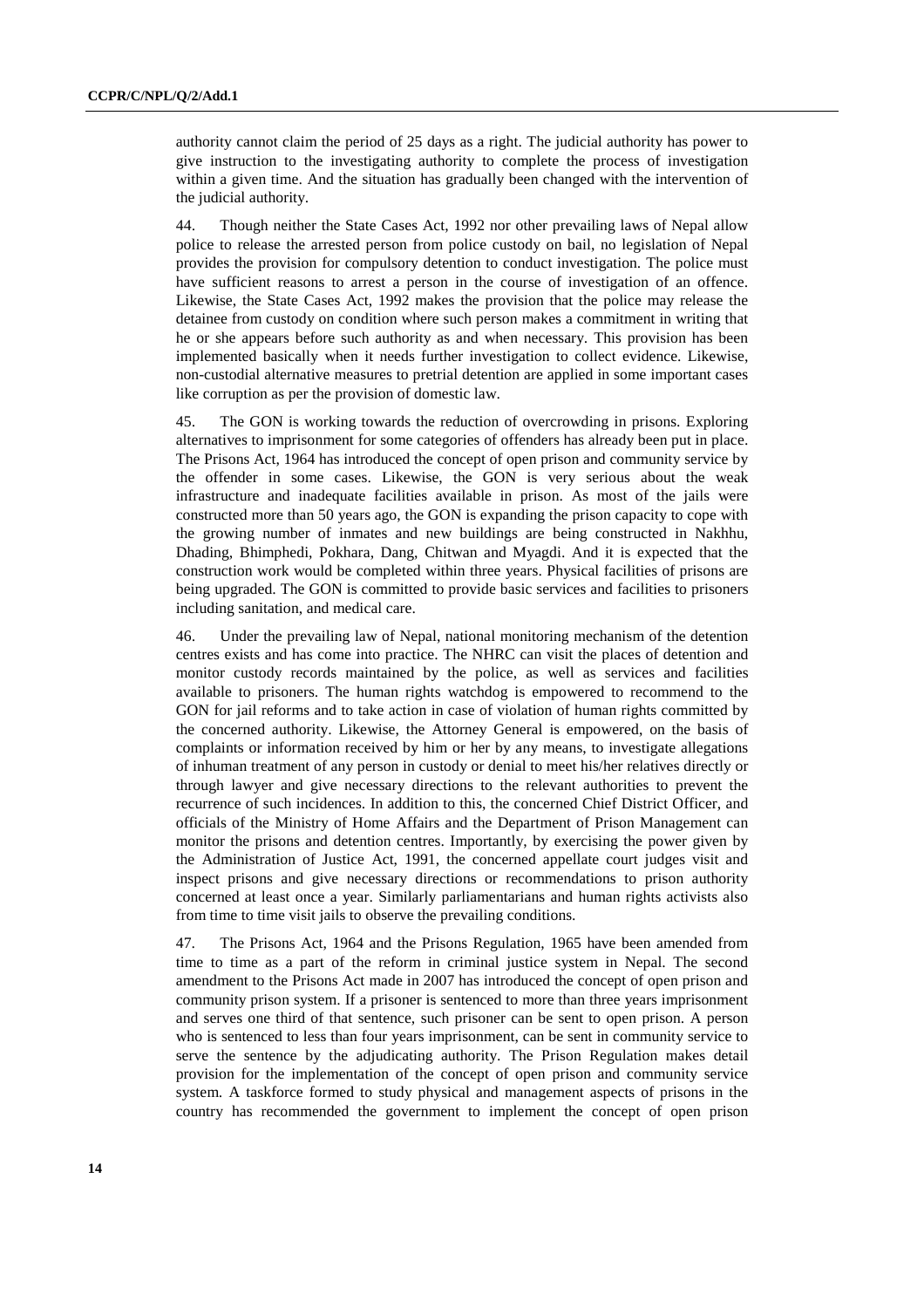authority cannot claim the period of 25 days as a right. The judicial authority has power to give instruction to the investigating authority to complete the process of investigation within a given time. And the situation has gradually been changed with the intervention of the judicial authority.

44. Though neither the State Cases Act, 1992 nor other prevailing laws of Nepal allow police to release the arrested person from police custody on bail, no legislation of Nepal provides the provision for compulsory detention to conduct investigation. The police must have sufficient reasons to arrest a person in the course of investigation of an offence. Likewise, the State Cases Act, 1992 makes the provision that the police may release the detainee from custody on condition where such person makes a commitment in writing that he or she appears before such authority as and when necessary. This provision has been implemented basically when it needs further investigation to collect evidence. Likewise, non-custodial alternative measures to pretrial detention are applied in some important cases like corruption as per the provision of domestic law.

45. The GON is working towards the reduction of overcrowding in prisons. Exploring alternatives to imprisonment for some categories of offenders has already been put in place. The Prisons Act, 1964 has introduced the concept of open prison and community service by the offender in some cases. Likewise, the GON is very serious about the weak infrastructure and inadequate facilities available in prison. As most of the jails were constructed more than 50 years ago, the GON is expanding the prison capacity to cope with the growing number of inmates and new buildings are being constructed in Nakhhu, Dhading, Bhimphedi, Pokhara, Dang, Chitwan and Myagdi. And it is expected that the construction work would be completed within three years. Physical facilities of prisons are being upgraded. The GON is committed to provide basic services and facilities to prisoners including sanitation, and medical care.

46. Under the prevailing law of Nepal, national monitoring mechanism of the detention centres exists and has come into practice. The NHRC can visit the places of detention and monitor custody records maintained by the police, as well as services and facilities available to prisoners. The human rights watchdog is empowered to recommend to the GON for jail reforms and to take action in case of violation of human rights committed by the concerned authority. Likewise, the Attorney General is empowered, on the basis of complaints or information received by him or her by any means, to investigate allegations of inhuman treatment of any person in custody or denial to meet his/her relatives directly or through lawyer and give necessary directions to the relevant authorities to prevent the recurrence of such incidences. In addition to this, the concerned Chief District Officer, and officials of the Ministry of Home Affairs and the Department of Prison Management can monitor the prisons and detention centres. Importantly, by exercising the power given by the Administration of Justice Act, 1991, the concerned appellate court judges visit and inspect prisons and give necessary directions or recommendations to prison authority concerned at least once a year. Similarly parliamentarians and human rights activists also from time to time visit jails to observe the prevailing conditions.

47. The Prisons Act, 1964 and the Prisons Regulation, 1965 have been amended from time to time as a part of the reform in criminal justice system in Nepal. The second amendment to the Prisons Act made in 2007 has introduced the concept of open prison and community prison system. If a prisoner is sentenced to more than three years imprisonment and serves one third of that sentence, such prisoner can be sent to open prison. A person who is sentenced to less than four years imprisonment, can be sent in community service to serve the sentence by the adjudicating authority. The Prison Regulation makes detail provision for the implementation of the concept of open prison and community service system. A taskforce formed to study physical and management aspects of prisons in the country has recommended the government to implement the concept of open prison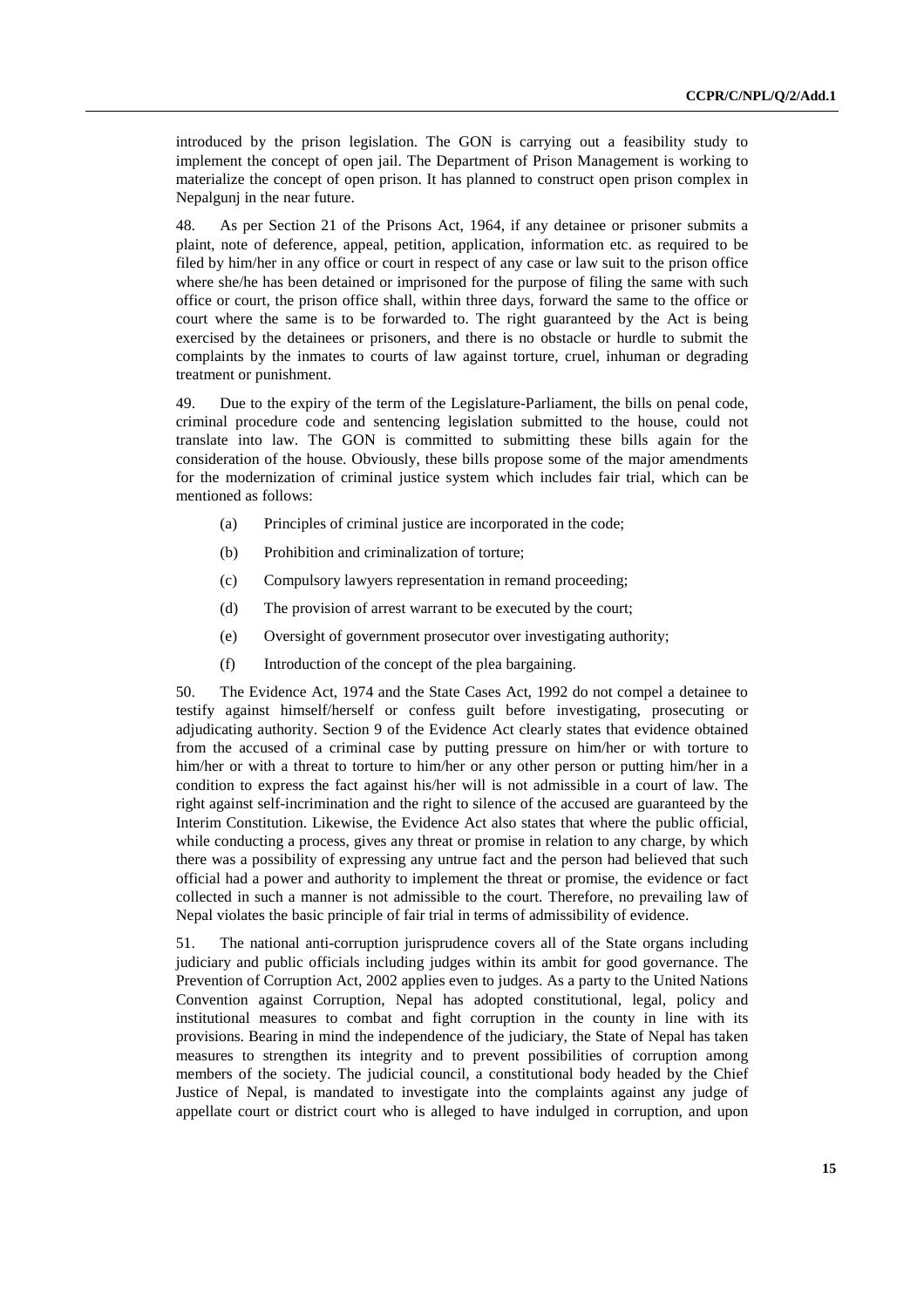introduced by the prison legislation. The GON is carrying out a feasibility study to implement the concept of open jail. The Department of Prison Management is working to materialize the concept of open prison. It has planned to construct open prison complex in Nepalgunj in the near future.

48. As per Section 21 of the Prisons Act, 1964, if any detainee or prisoner submits a plaint, note of deference, appeal, petition, application, information etc. as required to be filed by him/her in any office or court in respect of any case or law suit to the prison office where she/he has been detained or imprisoned for the purpose of filing the same with such office or court, the prison office shall, within three days, forward the same to the office or court where the same is to be forwarded to. The right guaranteed by the Act is being exercised by the detainees or prisoners, and there is no obstacle or hurdle to submit the complaints by the inmates to courts of law against torture, cruel, inhuman or degrading treatment or punishment.

49. Due to the expiry of the term of the Legislature-Parliament, the bills on penal code, criminal procedure code and sentencing legislation submitted to the house, could not translate into law. The GON is committed to submitting these bills again for the consideration of the house. Obviously, these bills propose some of the major amendments for the modernization of criminal justice system which includes fair trial, which can be mentioned as follows:

(a) Principles of criminal justice are incorporated in the code;

(b) Prohibition and criminalization of torture;

(c) Compulsory lawyers representation in remand proceeding;

(d) The provision of arrest warrant to be executed by the court;

(e) Oversight of government prosecutor over investigating authority;

(f) Introduction of the concept of the plea bargaining.

50. The Evidence Act, 1974 and the State Cases Act, 1992 do not compel a detainee to testify against himself/herself or confess guilt before investigating, prosecuting or adjudicating authority. Section 9 of the Evidence Act clearly states that evidence obtained from the accused of a criminal case by putting pressure on him/her or with torture to him/her or with a threat to torture to him/her or any other person or putting him/her in a condition to express the fact against his/her will is not admissible in a court of law. The right against self-incrimination and the right to silence of the accused are guaranteed by the Interim Constitution. Likewise, the Evidence Act also states that where the public official, while conducting a process, gives any threat or promise in relation to any charge, by which there was a possibility of expressing any untrue fact and the person had believed that such official had a power and authority to implement the threat or promise, the evidence or fact collected in such a manner is not admissible to the court. Therefore, no prevailing law of Nepal violates the basic principle of fair trial in terms of admissibility of evidence.

51. The national anti-corruption jurisprudence covers all of the State organs including judiciary and public officials including judges within its ambit for good governance. The Prevention of Corruption Act, 2002 applies even to judges. As a party to the United Nations Convention against Corruption, Nepal has adopted constitutional, legal, policy and institutional measures to combat and fight corruption in the county in line with its provisions. Bearing in mind the independence of the judiciary, the State of Nepal has taken measures to strengthen its integrity and to prevent possibilities of corruption among members of the society. The judicial council, a constitutional body headed by the Chief Justice of Nepal, is mandated to investigate into the complaints against any judge of appellate court or district court who is alleged to have indulged in corruption, and upon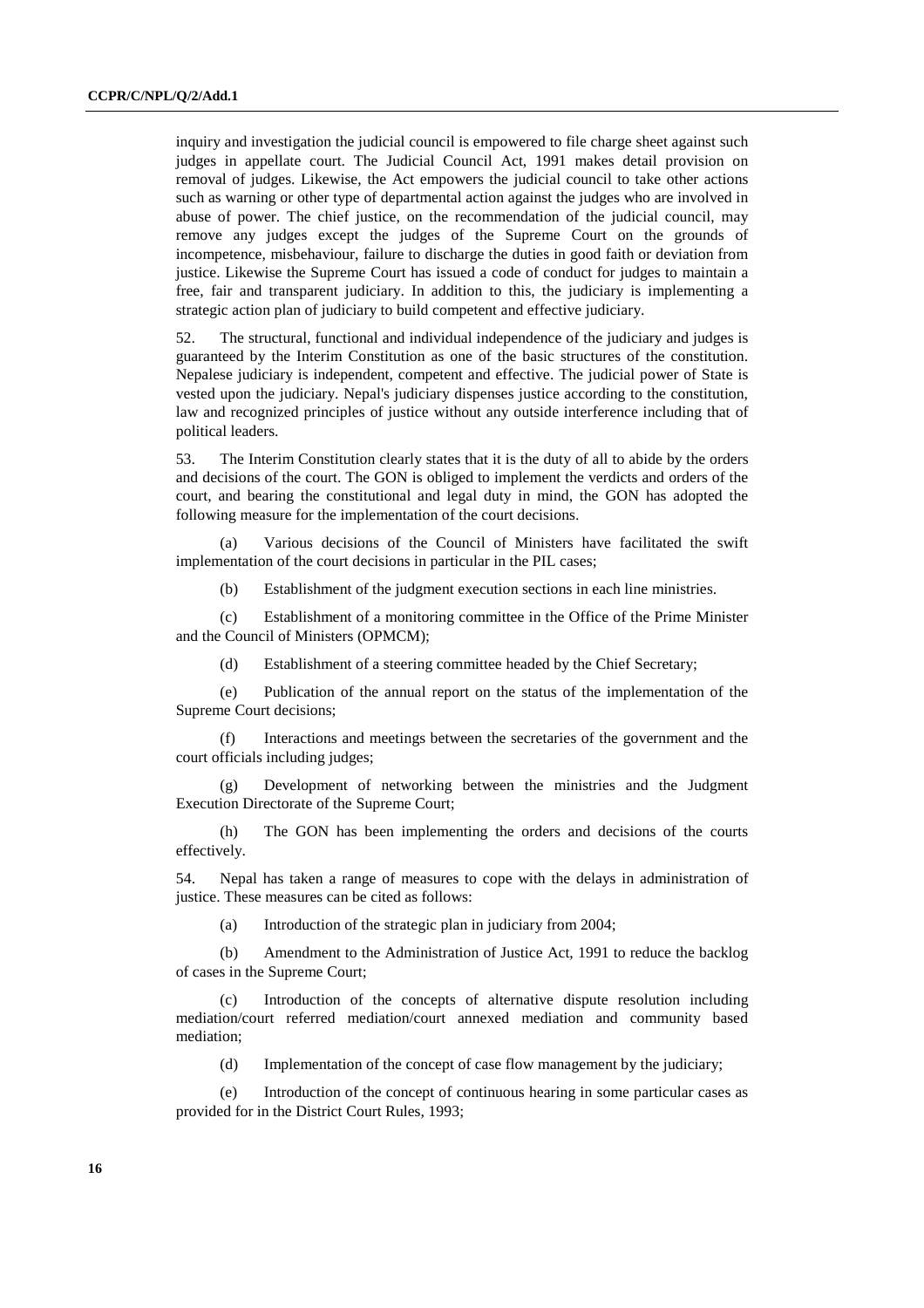inquiry and investigation the judicial council is empowered to file charge sheet against such judges in appellate court. The Judicial Council Act, 1991 makes detail provision on removal of judges. Likewise, the Act empowers the judicial council to take other actions such as warning or other type of departmental action against the judges who are involved in abuse of power. The chief justice, on the recommendation of the judicial council, may remove any judges except the judges of the Supreme Court on the grounds of incompetence, misbehaviour, failure to discharge the duties in good faith or deviation from justice. Likewise the Supreme Court has issued a code of conduct for judges to maintain a free, fair and transparent judiciary. In addition to this, the judiciary is implementing a strategic action plan of judiciary to build competent and effective judiciary.

52. The structural, functional and individual independence of the judiciary and judges is guaranteed by the Interim Constitution as one of the basic structures of the constitution. Nepalese judiciary is independent, competent and effective. The judicial power of State is vested upon the judiciary. Nepal's judiciary dispenses justice according to the constitution, law and recognized principles of justice without any outside interference including that of political leaders.

53. The Interim Constitution clearly states that it is the duty of all to abide by the orders and decisions of the court. The GON is obliged to implement the verdicts and orders of the court, and bearing the constitutional and legal duty in mind, the GON has adopted the following measure for the implementation of the court decisions.

(a) Various decisions of the Council of Ministers have facilitated the swift implementation of the court decisions in particular in the PIL cases;

(b) Establishment of the judgment execution sections in each line ministries.

(c) Establishment of a monitoring committee in the Office of the Prime Minister and the Council of Ministers (OPMCM);

(d) Establishment of a steering committee headed by the Chief Secretary;

(e) Publication of the annual report on the status of the implementation of the Supreme Court decisions;

(f) Interactions and meetings between the secretaries of the government and the court officials including judges;

(g) Development of networking between the ministries and the Judgment Execution Directorate of the Supreme Court;

(h) The GON has been implementing the orders and decisions of the courts effectively.

54. Nepal has taken a range of measures to cope with the delays in administration of justice. These measures can be cited as follows:

(a) Introduction of the strategic plan in judiciary from 2004;

(b) Amendment to the Administration of Justice Act, 1991 to reduce the backlog of cases in the Supreme Court;

(c) Introduction of the concepts of alternative dispute resolution including mediation/court referred mediation/court annexed mediation and community based mediation;

(d) Implementation of the concept of case flow management by the judiciary;

(e) Introduction of the concept of continuous hearing in some particular cases as provided for in the District Court Rules, 1993;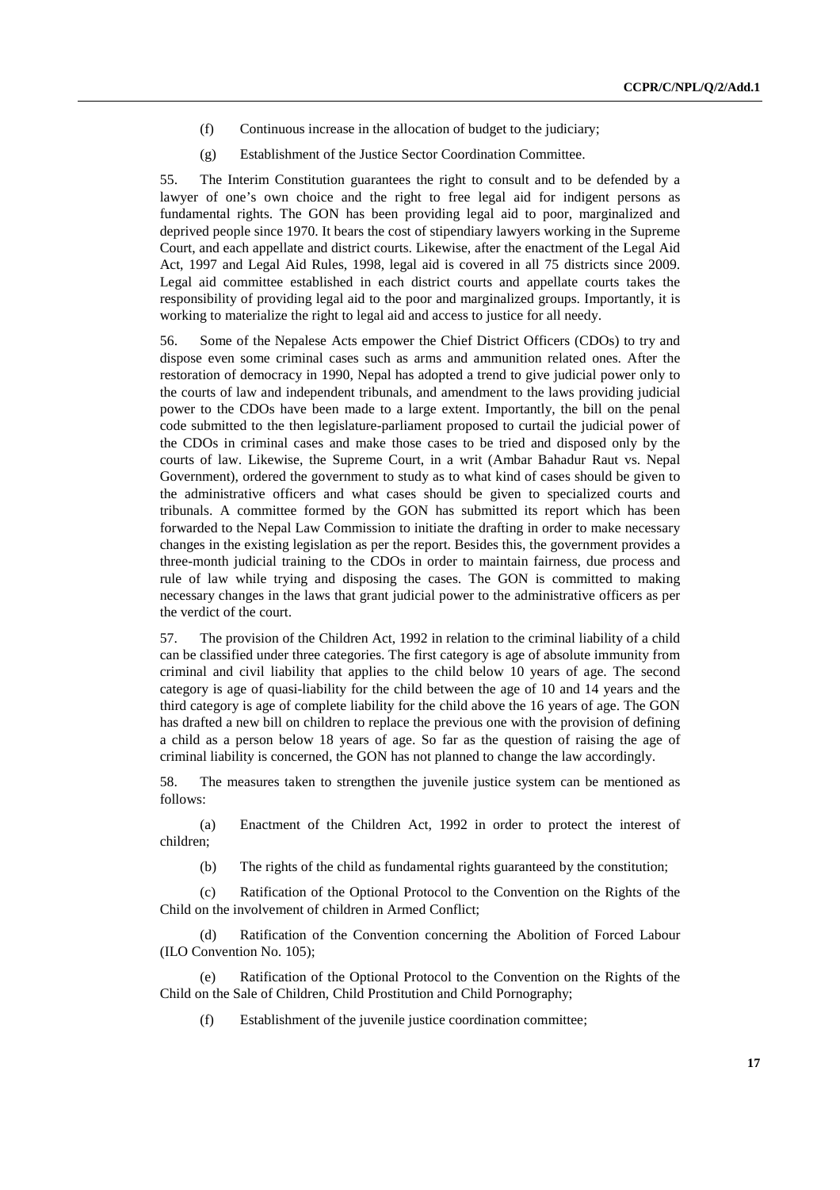(f) Continuous increase in the allocation of budget to the judiciary;

(g) Establishment of the Justice Sector Coordination Committee.

55. The Interim Constitution guarantees the right to consult and to be defended by a lawyer of one's own choice and the right to free legal aid for indigent persons as fundamental rights. The GON has been providing legal aid to poor, marginalized and deprived people since 1970. It bears the cost of stipendiary lawyers working in the Supreme Court, and each appellate and district courts. Likewise, after the enactment of the Legal Aid Act, 1997 and Legal Aid Rules, 1998, legal aid is covered in all 75 districts since 2009. Legal aid committee established in each district courts and appellate courts takes the responsibility of providing legal aid to the poor and marginalized groups. Importantly, it is working to materialize the right to legal aid and access to justice for all needy.

56. Some of the Nepalese Acts empower the Chief District Officers (CDOs) to try and dispose even some criminal cases such as arms and ammunition related ones. After the restoration of democracy in 1990, Nepal has adopted a trend to give judicial power only to the courts of law and independent tribunals, and amendment to the laws providing judicial power to the CDOs have been made to a large extent. Importantly, the bill on the penal code submitted to the then legislature-parliament proposed to curtail the judicial power of the CDOs in criminal cases and make those cases to be tried and disposed only by the courts of law. Likewise, the Supreme Court, in a writ (Ambar Bahadur Raut vs. Nepal Government), ordered the government to study as to what kind of cases should be given to the administrative officers and what cases should be given to specialized courts and tribunals. A committee formed by the GON has submitted its report which has been forwarded to the Nepal Law Commission to initiate the drafting in order to make necessary changes in the existing legislation as per the report. Besides this, the government provides a three-month judicial training to the CDOs in order to maintain fairness, due process and rule of law while trying and disposing the cases. The GON is committed to making necessary changes in the laws that grant judicial power to the administrative officers as per the verdict of the court.

57. The provision of the Children Act, 1992 in relation to the criminal liability of a child can be classified under three categories. The first category is age of absolute immunity from criminal and civil liability that applies to the child below 10 years of age. The second category is age of quasi-liability for the child between the age of 10 and 14 years and the third category is age of complete liability for the child above the 16 years of age. The GON has drafted a new bill on children to replace the previous one with the provision of defining a child as a person below 18 years of age. So far as the question of raising the age of criminal liability is concerned, the GON has not planned to change the law accordingly.

58. The measures taken to strengthen the juvenile justice system can be mentioned as follows:

(a) Enactment of the Children Act, 1992 in order to protect the interest of children;

(b) The rights of the child as fundamental rights guaranteed by the constitution;

(c) Ratification of the Optional Protocol to the Convention on the Rights of the Child on the involvement of children in Armed Conflict;

(d) Ratification of the Convention concerning the Abolition of Forced Labour (ILO Convention No. 105);

(e) Ratification of the Optional Protocol to the Convention on the Rights of the Child on the Sale of Children, Child Prostitution and Child Pornography;

(f) Establishment of the juvenile justice coordination committee;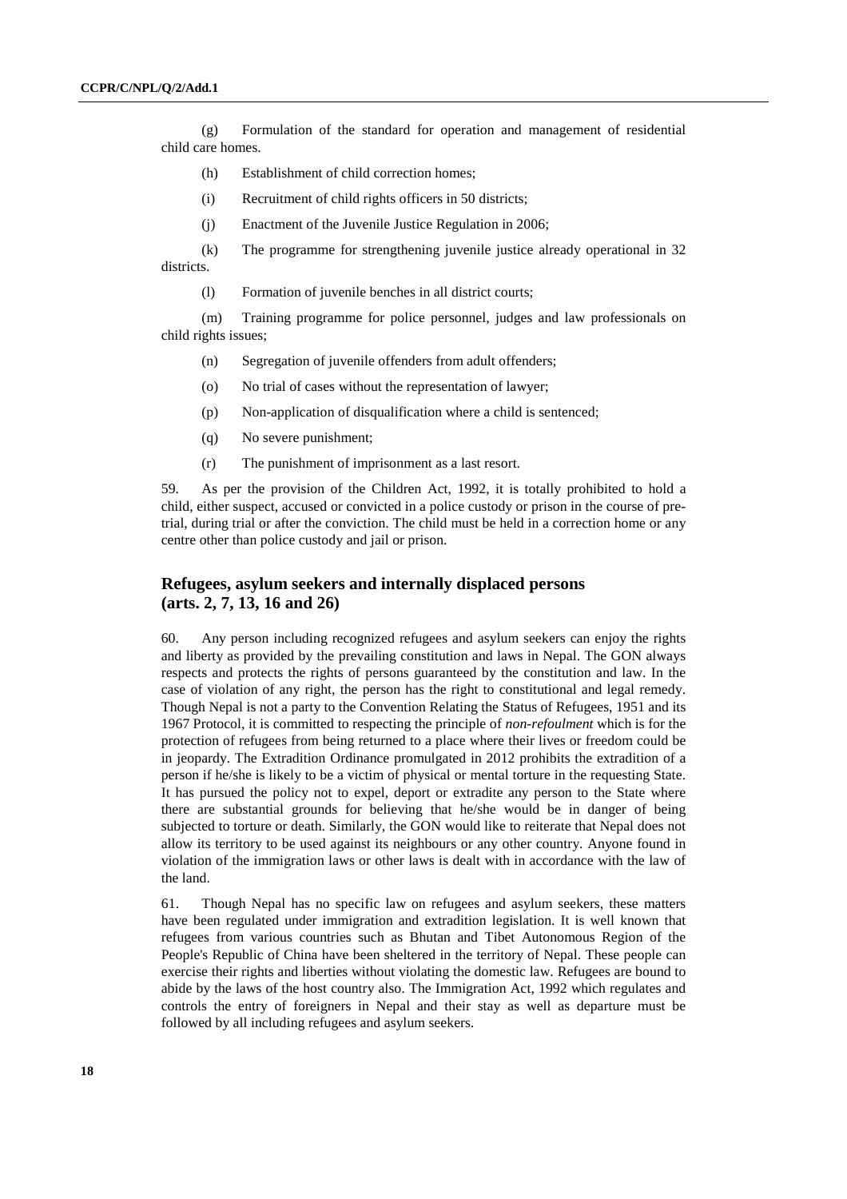(g) Formulation of the standard for operation and management of residential child care homes.

(h) Establishment of child correction homes;

(i) Recruitment of child rights officers in 50 districts;

(j) Enactment of the Juvenile Justice Regulation in 2006;

(k) The programme for strengthening juvenile justice already operational in 32 districts.

(l) Formation of juvenile benches in all district courts;

(m) Training programme for police personnel, judges and law professionals on child rights issues;

(n) Segregation of juvenile offenders from adult offenders;

(o) No trial of cases without the representation of lawyer;

(p) Non-application of disqualification where a child is sentenced;

(q) No severe punishment;

(r) The punishment of imprisonment as a last resort.

59. As per the provision of the Children Act, 1992, it is totally prohibited to hold a child, either suspect, accused or convicted in a police custody or prison in the course of pre-trial, during trial or after the conviction. The child must be held in a correction home or any centre other than police custody and jail or prison.

## Refugees, asylum seekers and internally displaced persons (arts. 2, 7, 13, 16 and 26)

60. Any person including recognized refugees and asylum seekers can enjoy the rights and liberty as provided by the prevailing constitution and laws in Nepal. The GON always respects and protects the rights of persons guaranteed by the constitution and law. In the case of violation of any right, the person has the right to constitutional and legal remedy. Though Nepal is not a party to the Convention Relating the Status of Refugees, 1951 and its 1967 Protocol, it is committed to respecting the principle of *non-refoulment* which is for the protection of refugees from being returned to a place where their lives or freedom could be in jeopardy. The Extradition Ordinance promulgated in 2012 prohibits the extradition of a person if he/she is likely to be a victim of physical or mental torture in the requesting State. It has pursued the policy not to expel, deport or extradite any person to the State where there are substantial grounds for believing that he/she would be in danger of being subjected to torture or death. Similarly, the GON would like to reiterate that Nepal does not allow its territory to be used against its neighbours or any other country. Anyone found in violation of the immigration laws or other laws is dealt with in accordance with the law of the land.

61. Though Nepal has no specific law on refugees and asylum seekers, these matters have been regulated under immigration and extradition legislation. It is well known that refugees from various countries such as Bhutan and Tibet Autonomous Region of the People's Republic of China have been sheltered in the territory of Nepal. These people can exercise their rights and liberties without violating the domestic law. Refugees are bound to abide by the laws of the host country also. The Immigration Act, 1992 which regulates and controls the entry of foreigners in Nepal and their stay as well as departure must be followed by all including refugees and asylum seekers.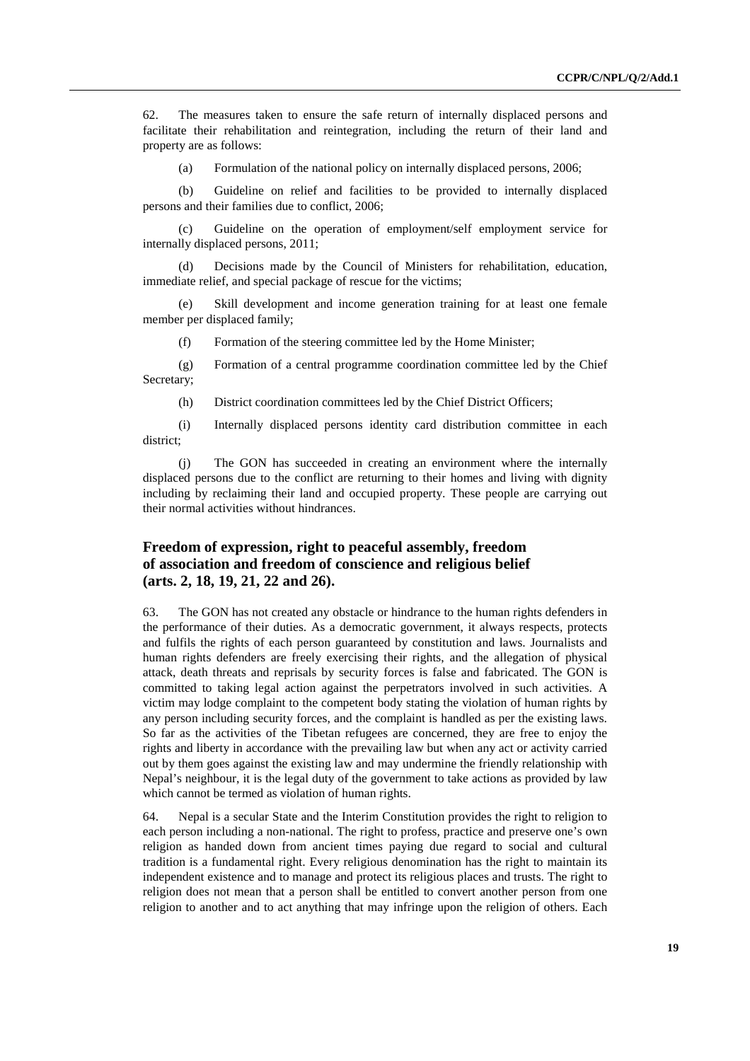62. The measures taken to ensure the safe return of internally displaced persons and facilitate their rehabilitation and reintegration, including the return of their land and property are as follows:

(a) Formulation of the national policy on internally displaced persons, 2006;

(b) Guideline on relief and facilities to be provided to internally displaced persons and their families due to conflict, 2006;

(c) Guideline on the operation of employment/self employment service for internally displaced persons, 2011;

(d) Decisions made by the Council of Ministers for rehabilitation, education, immediate relief, and special package of rescue for the victims;

(e) Skill development and income generation training for at least one female member per displaced family;

(f) Formation of the steering committee led by the Home Minister;

(g) Formation of a central programme coordination committee led by the Chief Secretary;

(h) District coordination committees led by the Chief District Officers;

(i) Internally displaced persons identity card distribution committee in each district;

(j) The GON has succeeded in creating an environment where the internally displaced persons due to the conflict are returning to their homes and living with dignity including by reclaiming their land and occupied property. These people are carrying out their normal activities without hindrances.

## Freedom of expression, right to peaceful assembly, freedom of association and freedom of conscience and religious belief (arts. 2, 18, 19, 21, 22 and 26).

63. The GON has not created any obstacle or hindrance to the human rights defenders in the performance of their duties. As a democratic government, it always respects, protects and fulfils the rights of each person guaranteed by constitution and laws. Journalists and human rights defenders are freely exercising their rights, and the allegation of physical attack, death threats and reprisals by security forces is false and fabricated. The GON is committed to taking legal action against the perpetrators involved in such activities. A victim may lodge complaint to the competent body stating the violation of human rights by any person including security forces, and the complaint is handled as per the existing laws. So far as the activities of the Tibetan refugees are concerned, they are free to enjoy the rights and liberty in accordance with the prevailing law but when any act or activity carried out by them goes against the existing law and may undermine the friendly relationship with Nepal's neighbour, it is the legal duty of the government to take actions as provided by law which cannot be termed as violation of human rights.

64. Nepal is a secular State and the Interim Constitution provides the right to religion to each person including a non-national. The right to profess, practice and preserve one's own religion as handed down from ancient times paying due regard to social and cultural tradition is a fundamental right. Every religious denomination has the right to maintain its independent existence and to manage and protect its religious places and trusts. The right to religion does not mean that a person shall be entitled to convert another person from one religion to another and to act anything that may infringe upon the religion of others. Each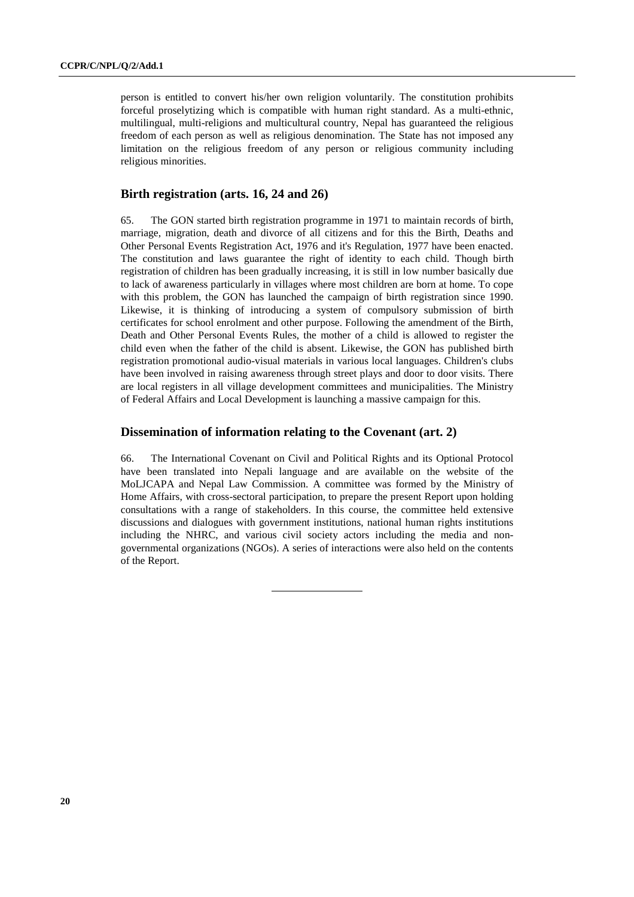person is entitled to convert his/her own religion voluntarily. The constitution prohibits forceful proselytizing which is compatible with human right standard. As a multi-ethnic, multilingual, multi-religions and multicultural country, Nepal has guaranteed the religious freedom of each person as well as religious denomination. The State has not imposed any limitation on the religious freedom of any person or religious community including religious minorities.

## Birth registration (arts. 16, 24 and 26)

65. The GON started birth registration programme in 1971 to maintain records of birth, marriage, migration, death and divorce of all citizens and for this the Birth, Deaths and Other Personal Events Registration Act, 1976 and it's Regulation, 1977 have been enacted. The constitution and laws guarantee the right of identity to each child. Though birth registration of children has been gradually increasing, it is still in low number basically due to lack of awareness particularly in villages where most children are born at home. To cope with this problem, the GON has launched the campaign of birth registration since 1990. Likewise, it is thinking of introducing a system of compulsory submission of birth certificates for school enrolment and other purpose. Following the amendment of the Birth, Death and Other Personal Events Rules, the mother of a child is allowed to register the child even when the father of the child is absent. Likewise, the GON has published birth registration promotional audio-visual materials in various local languages. Children's clubs have been involved in raising awareness through street plays and door to door visits. There are local registers in all village development committees and municipalities. The Ministry of Federal Affairs and Local Development is launching a massive campaign for this.

## Dissemination of information relating to the Covenant (art. 2)

66. The International Covenant on Civil and Political Rights and its Optional Protocol have been translated into Nepali language and are available on the website of the MoLJCAPA and Nepal Law Commission. A committee was formed by the Ministry of Home Affairs, with cross-sectoral participation, to prepare the present Report upon holding consultations with a range of stakeholders. In this course, the committee held extensive discussions and dialogues with government institutions, national human rights institutions including the NHRC, and various civil society actors including the media and non-governmental organizations (NGOs). A series of interactions were also held on the contents of the Report.